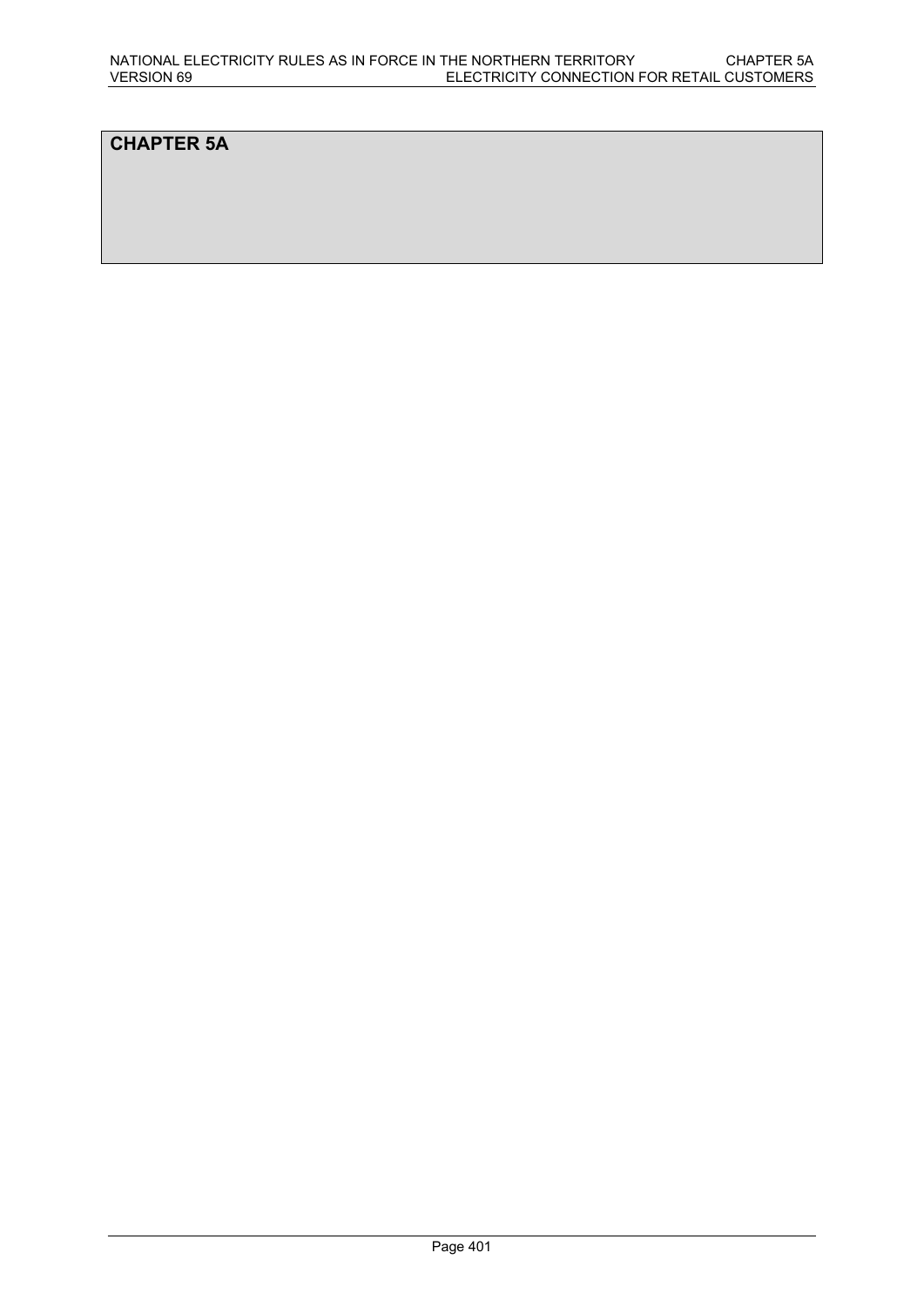# CHAPTER 5A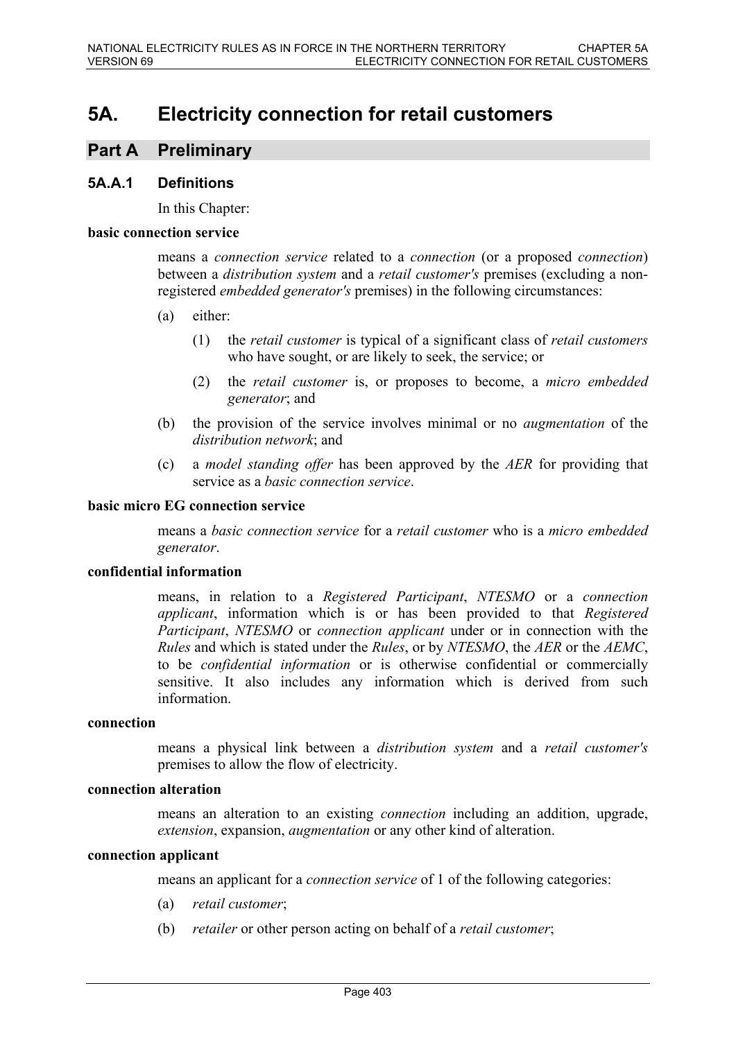# 5A. Electricity connection for retail customers

## Part A Preliminary

### 5A.A.1 Definitions

In this Chapter:

**basic connection service**

means a *connection service* related to a *connection* (or a proposed *connection*) between a *distribution system* and a *retail customer's* premises (excluding a non-registered *embedded generator's* premises) in the following circumstances:

(a) either:

(1) the *retail customer* is typical of a significant class of *retail customers* who have sought, or are likely to seek, the service; or

(2) the *retail customer* is, or proposes to become, a *micro embedded generator*; and

(b) the provision of the service involves minimal or no *augmentation* of the *distribution network*; and

(c) a *model standing offer* has been approved by the *AER* for providing that service as a *basic connection service*.

**basic micro EG connection service**

means a *basic connection service* for a *retail customer* who is a *micro embedded generator*.

**confidential information**

means, in relation to a *Registered Participant*, *NTESMO* or a *connection applicant*, information which is or has been provided to that *Registered Participant*, *NTESMO* or *connection applicant* under or in connection with the *Rules* and which is stated under the *Rules*, or by *NTESMO*, the *AER* or the *AEMC*, to be *confidential information* or is otherwise confidential or commercially sensitive. It also includes any information which is derived from such information.

**connection**

means a physical link between a *distribution system* and a *retail customer's* premises to allow the flow of electricity.

**connection alteration**

means an alteration to an existing *connection* including an addition, upgrade, *extension*, expansion, *augmentation* or any other kind of alteration.

**connection applicant**

means an applicant for a *connection service* of 1 of the following categories:

(a) *retail customer*;

(b) *retailer* or other person acting on behalf of a *retail customer*;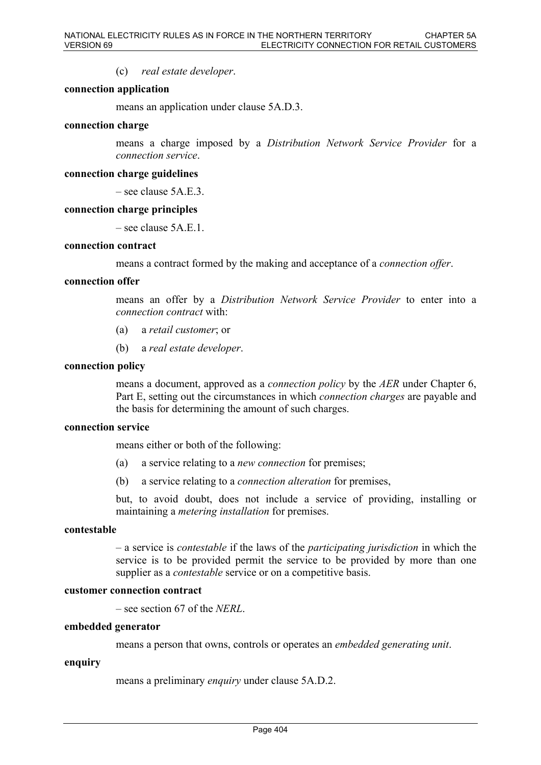(c) *real estate developer*.

**connection application**

means an application under clause 5A.D.3.

**connection charge**

means a charge imposed by a *Distribution Network Service Provider* for a *connection service*.

**connection charge guidelines**

– see clause 5A.E.3.

**connection charge principles**

– see clause 5A.E.1.

**connection contract**

means a contract formed by the making and acceptance of a *connection offer*.

**connection offer**

means an offer by a *Distribution Network Service Provider* to enter into a *connection contract* with:

(a) a *retail customer*; or

(b) a *real estate developer*.

**connection policy**

means a document, approved as a *connection policy* by the *AER* under Chapter 6, Part E, setting out the circumstances in which *connection charges* are payable and the basis for determining the amount of such charges.

**connection service**

means either or both of the following:

(a) a service relating to a *new connection* for premises;

(b) a service relating to a *connection alteration* for premises,

but, to avoid doubt, does not include a service of providing, installing or maintaining a *metering installation* for premises.

**contestable**

– a service is *contestable* if the laws of the *participating jurisdiction* in which the service is to be provided permit the service to be provided by more than one supplier as a *contestable* service or on a competitive basis.

**customer connection contract**

– see section 67 of the *NERL*.

**embedded generator**

means a person that owns, controls or operates an *embedded generating unit*.

**enquiry**

means a preliminary *enquiry* under clause 5A.D.2.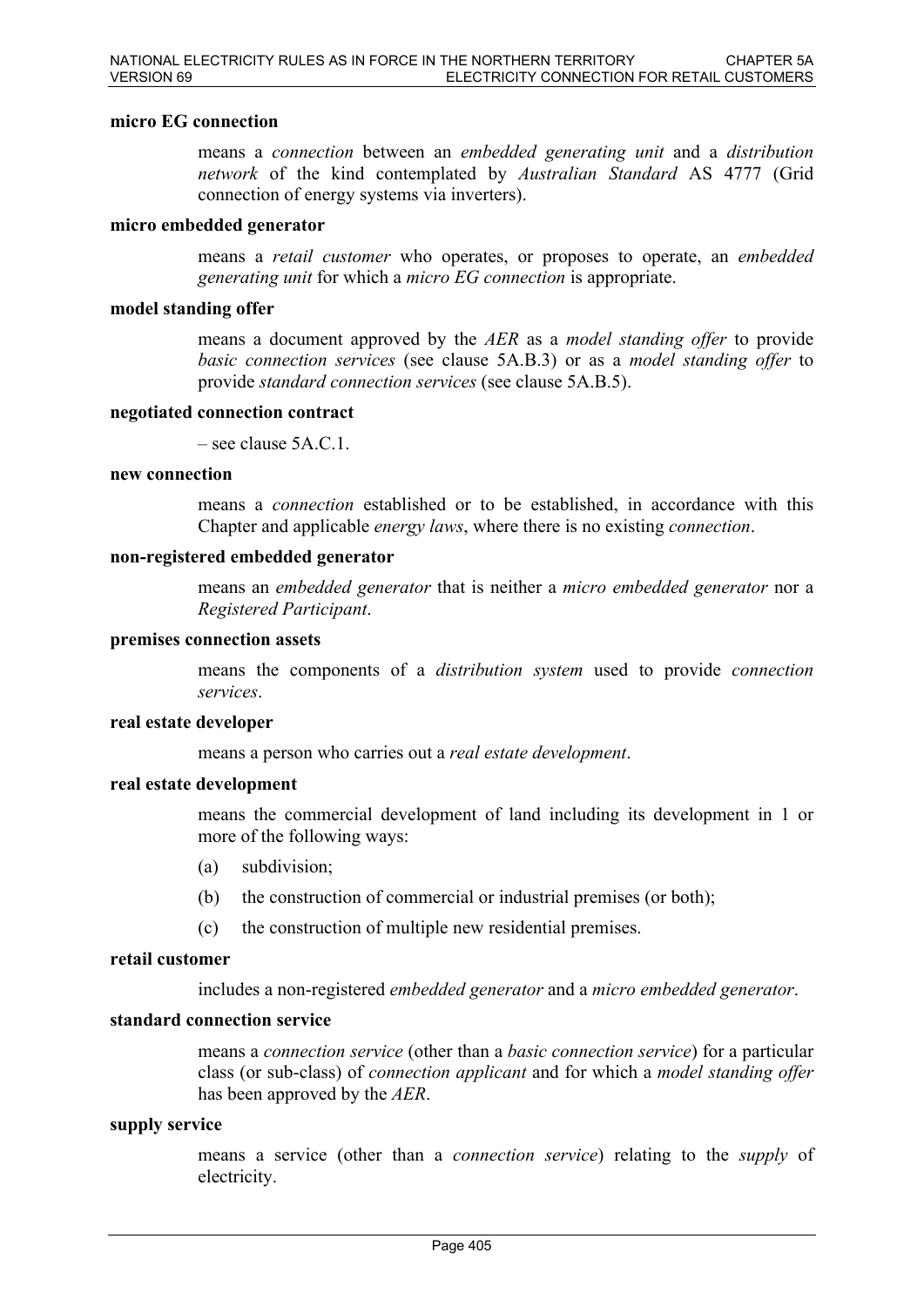**micro EG connection**

means a *connection* between an *embedded generating unit* and a *distribution network* of the kind contemplated by *Australian Standard* AS 4777 (Grid connection of energy systems via inverters).

**micro embedded generator**

means a *retail customer* who operates, or proposes to operate, an *embedded generating unit* for which a *micro EG connection* is appropriate.

**model standing offer**

means a document approved by the *AER* as a *model standing offer* to provide *basic connection services* (see clause 5A.B.3) or as a *model standing offer* to provide *standard connection services* (see clause 5A.B.5).

**negotiated connection contract**

– see clause 5A.C.1.

**new connection**

means a *connection* established or to be established, in accordance with this Chapter and applicable *energy laws*, where there is no existing *connection*.

**non-registered embedded generator**

means an *embedded generator* that is neither a *micro embedded generator* nor a *Registered Participant*.

**premises connection assets**

means the components of a *distribution system* used to provide *connection services*.

**real estate developer**

means a person who carries out a *real estate development*.

**real estate development**

means the commercial development of land including its development in 1 or more of the following ways:

(a) subdivision;

(b) the construction of commercial or industrial premises (or both);

(c) the construction of multiple new residential premises.

**retail customer**

includes a non-registered *embedded generator* and a *micro embedded generator*.

**standard connection service**

means a *connection service* (other than a *basic connection service*) for a particular class (or sub-class) of *connection applicant* and for which a *model standing offer* has been approved by the *AER*.

**supply service**

means a service (other than a *connection service*) relating to the *supply* of electricity.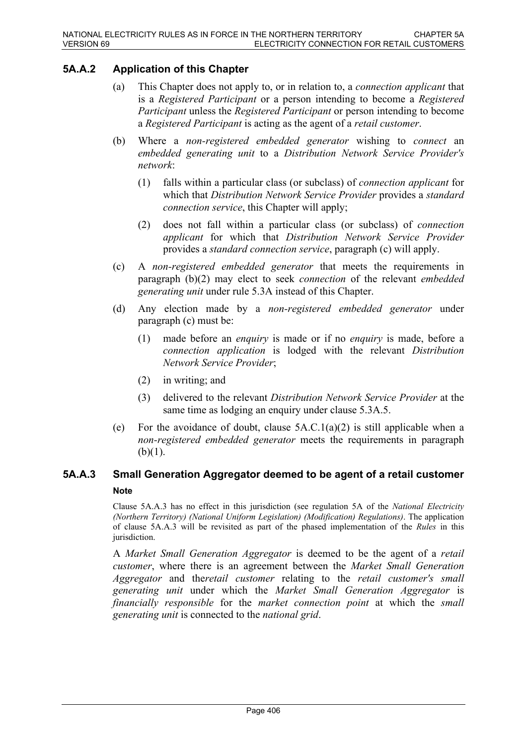### 5A.A.2 Application of this Chapter

(a) This Chapter does not apply to, or in relation to, a *connection applicant* that is a *Registered Participant* or a person intending to become a *Registered Participant* unless the *Registered Participant* or person intending to become a *Registered Participant* is acting as the agent of a *retail customer*.

(b) Where a *non-registered embedded generator* wishing to *connect* an *embedded generating unit* to a *Distribution Network Service Provider's network*:

(1) falls within a particular class (or subclass) of *connection applicant* for which that *Distribution Network Service Provider* provides a *standard connection service*, this Chapter will apply;

(2) does not fall within a particular class (or subclass) of *connection applicant* for which that *Distribution Network Service Provider* provides a *standard connection service*, paragraph (c) will apply.

(c) A *non-registered embedded generator* that meets the requirements in paragraph (b)(2) may elect to seek *connection* of the relevant *embedded generating unit* under rule 5.3A instead of this Chapter.

(d) Any election made by a *non-registered embedded generator* under paragraph (c) must be:

(1) made before an *enquiry* is made or if no *enquiry* is made, before a *connection application* is lodged with the relevant *Distribution Network Service Provider*;

(2) in writing; and

(3) delivered to the relevant *Distribution Network Service Provider* at the same time as lodging an enquiry under clause 5.3A.5.

(e) For the avoidance of doubt, clause 5A.C.1(a)(2) is still applicable when a *non-registered embedded generator* meets the requirements in paragraph (b)(1).

### 5A.A.3 Small Generation Aggregator deemed to be agent of a retail customer

**Note**

Clause 5A.A.3 has no effect in this jurisdiction (see regulation 5A of the *National Electricity (Northern Territory) (National Uniform Legislation) (Modification) Regulations)*. The application of clause 5A.A.3 will be revisited as part of the phased implementation of the *Rules* in this jurisdiction.

A *Market Small Generation Aggregator* is deemed to be the agent of a *retail customer*, where there is an agreement between the *Market Small Generation Aggregator* and the*retail customer* relating to the *retail customer's small generating unit* under which the *Market Small Generation Aggregator* is *financially responsible* for the *market connection point* at which the *small generating unit* is connected to the *national grid*.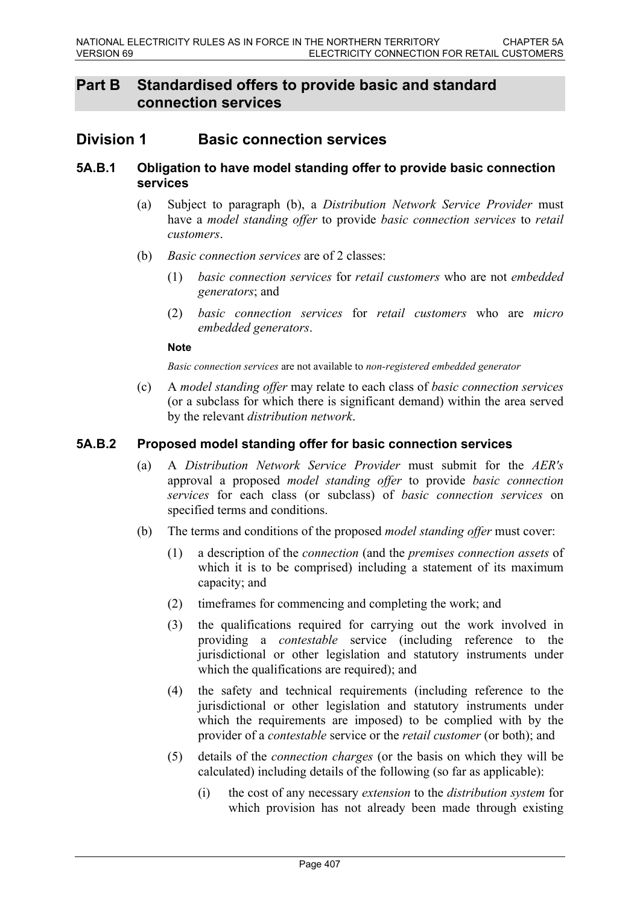## Part B Standardised offers to provide basic and standard connection services

## Division 1 Basic connection services

### 5A.B.1 Obligation to have model standing offer to provide basic connection services

(a) Subject to paragraph (b), a *Distribution Network Service Provider* must have a *model standing offer* to provide *basic connection services* to *retail customers*.

(b) *Basic connection services* are of 2 classes:

(1) *basic connection services* for *retail customers* who are not *embedded generators*; and

(2) *basic connection services* for *retail customers* who are *micro embedded generators*.

**Note**

*Basic connection services* are not available to *non-registered embedded generator*

(c) A *model standing offer* may relate to each class of *basic connection services* (or a subclass for which there is significant demand) within the area served by the relevant *distribution network*.

### 5A.B.2 Proposed model standing offer for basic connection services

(a) A *Distribution Network Service Provider* must submit for the *AER's* approval a proposed *model standing offer* to provide *basic connection services* for each class (or subclass) of *basic connection services* on specified terms and conditions.

(b) The terms and conditions of the proposed *model standing offer* must cover:

(1) a description of the *connection* (and the *premises connection assets* of which it is to be comprised) including a statement of its maximum capacity; and

(2) timeframes for commencing and completing the work; and

(3) the qualifications required for carrying out the work involved in providing a *contestable* service (including reference to the jurisdictional or other legislation and statutory instruments under which the qualifications are required); and

(4) the safety and technical requirements (including reference to the jurisdictional or other legislation and statutory instruments under which the requirements are imposed) to be complied with by the provider of a *contestable* service or the *retail customer* (or both); and

(5) details of the *connection charges* (or the basis on which they will be calculated) including details of the following (so far as applicable):

(i) the cost of any necessary *extension* to the *distribution system* for which provision has not already been made through existing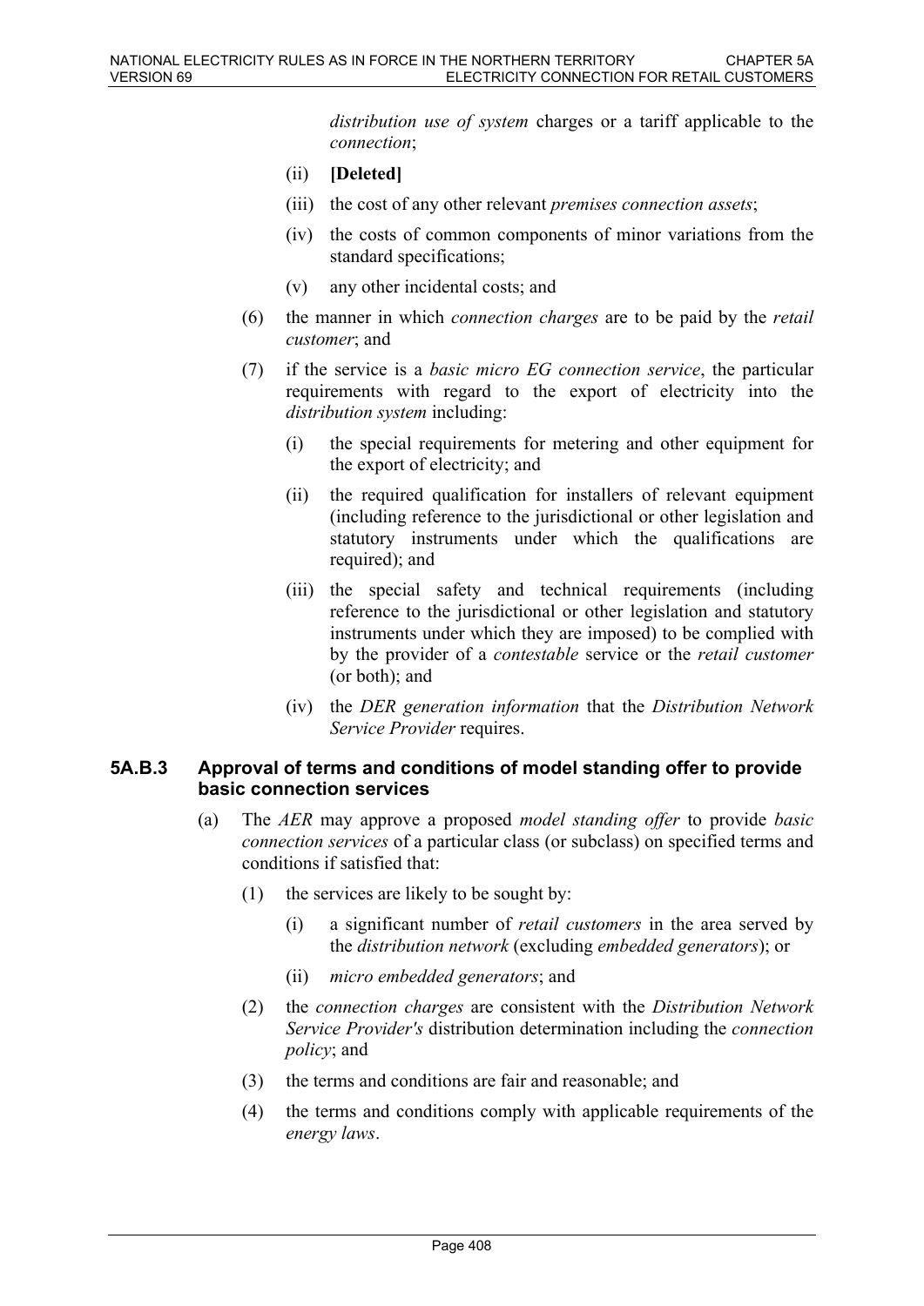*distribution use of system* charges or a tariff applicable to the *connection*;

(ii) **[Deleted]**

(iii) the cost of any other relevant *premises connection assets*;

(iv) the costs of common components of minor variations from the standard specifications;

(v) any other incidental costs; and

(6) the manner in which *connection charges* are to be paid by the *retail customer*; and

(7) if the service is a *basic micro EG connection service*, the particular requirements with regard to the export of electricity into the *distribution system* including:

(i) the special requirements for metering and other equipment for the export of electricity; and

(ii) the required qualification for installers of relevant equipment (including reference to the jurisdictional or other legislation and statutory instruments under which the qualifications are required); and

(iii) the special safety and technical requirements (including reference to the jurisdictional or other legislation and statutory instruments under which they are imposed) to be complied with by the provider of a *contestable* service or the *retail customer* (or both); and

(iv) the *DER generation information* that the *Distribution Network Service Provider* requires.

### 5A.B.3 Approval of terms and conditions of model standing offer to provide basic connection services

(a) The *AER* may approve a proposed *model standing offer* to provide *basic connection services* of a particular class (or subclass) on specified terms and conditions if satisfied that:

(1) the services are likely to be sought by:

(i) a significant number of *retail customers* in the area served by the *distribution network* (excluding *embedded generators*); or

(ii) *micro embedded generators*; and

(2) the *connection charges* are consistent with the *Distribution Network Service Provider's* distribution determination including the *connection policy*; and

(3) the terms and conditions are fair and reasonable; and

(4) the terms and conditions comply with applicable requirements of the *energy laws*.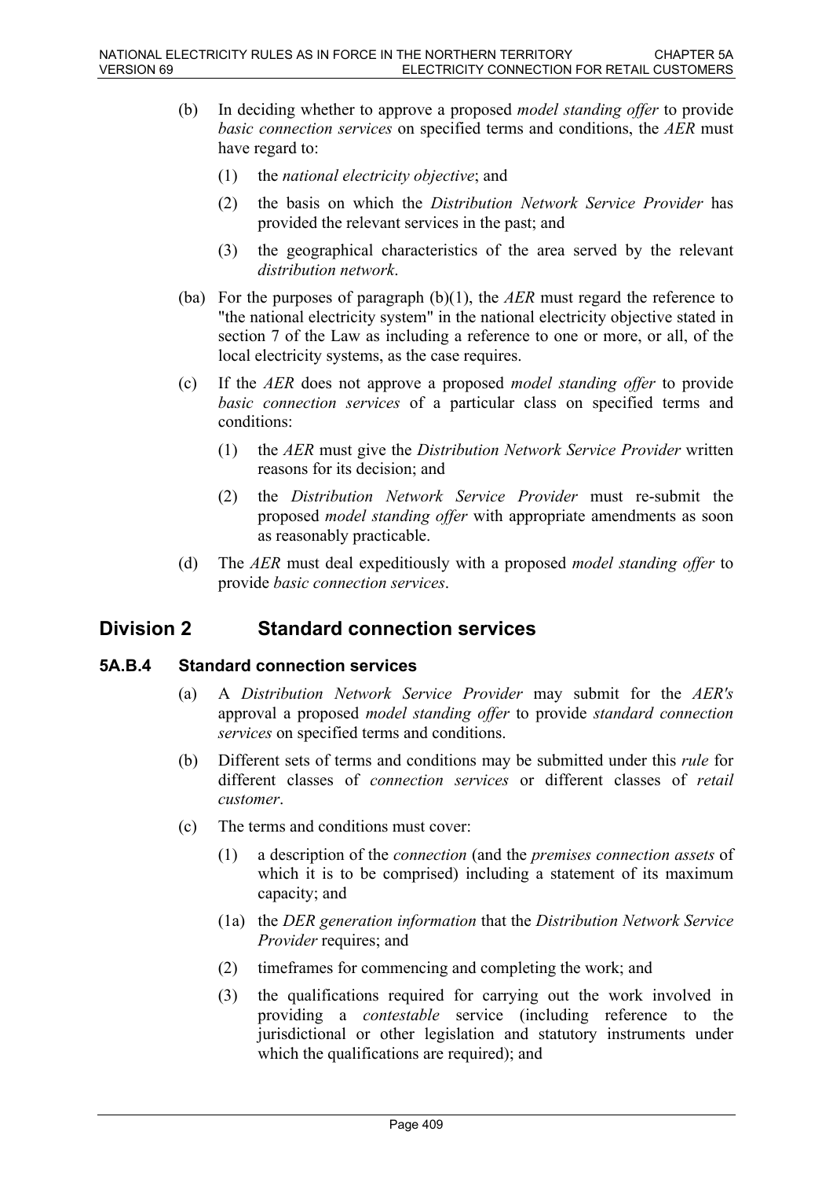(b) In deciding whether to approve a proposed *model standing offer* to provide *basic connection services* on specified terms and conditions, the *AER* must have regard to:

(1) the *national electricity objective*; and

(2) the basis on which the *Distribution Network Service Provider* has provided the relevant services in the past; and

(3) the geographical characteristics of the area served by the relevant *distribution network*.

(ba) For the purposes of paragraph (b)(1), the *AER* must regard the reference to "the national electricity system" in the national electricity objective stated in section 7 of the Law as including a reference to one or more, or all, of the local electricity systems, as the case requires.

(c) If the *AER* does not approve a proposed *model standing offer* to provide *basic connection services* of a particular class on specified terms and conditions:

(1) the *AER* must give the *Distribution Network Service Provider* written reasons for its decision; and

(2) the *Distribution Network Service Provider* must re-submit the proposed *model standing offer* with appropriate amendments as soon as reasonably practicable.

(d) The *AER* must deal expeditiously with a proposed *model standing offer* to provide *basic connection services*.

## Division 2 Standard connection services

### 5A.B.4 Standard connection services

(a) A *Distribution Network Service Provider* may submit for the *AER's* approval a proposed *model standing offer* to provide *standard connection services* on specified terms and conditions.

(b) Different sets of terms and conditions may be submitted under this *rule* for different classes of *connection services* or different classes of *retail customer*.

(c) The terms and conditions must cover:

(1) a description of the *connection* (and the *premises connection assets* of which it is to be comprised) including a statement of its maximum capacity; and

(1a) the *DER generation information* that the *Distribution Network Service Provider* requires; and

(2) timeframes for commencing and completing the work; and

(3) the qualifications required for carrying out the work involved in providing a *contestable* service (including reference to the jurisdictional or other legislation and statutory instruments under which the qualifications are required); and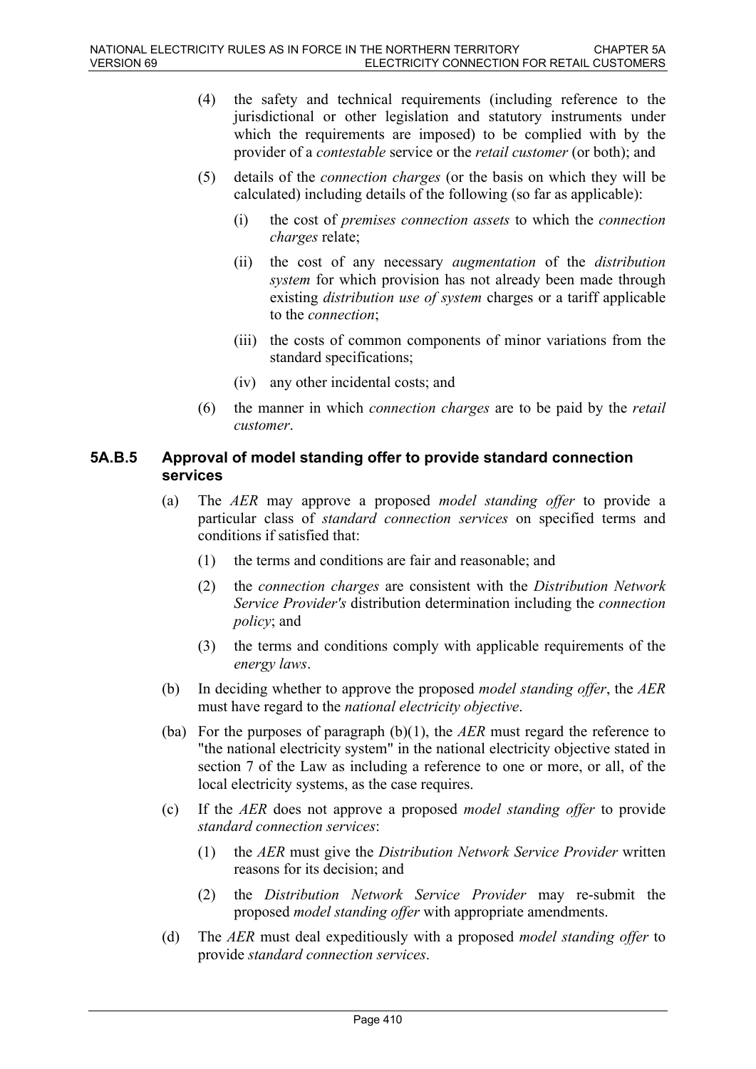(4) the safety and technical requirements (including reference to the jurisdictional or other legislation and statutory instruments under which the requirements are imposed) to be complied with by the provider of a *contestable* service or the *retail customer* (or both); and

(5) details of the *connection charges* (or the basis on which they will be calculated) including details of the following (so far as applicable):

   (i) the cost of *premises connection assets* to which the *connection charges* relate;

   (ii) the cost of any necessary *augmentation* of the *distribution system* for which provision has not already been made through existing *distribution use of system* charges or a tariff applicable to the *connection*;

   (iii) the costs of common components of minor variations from the standard specifications;

   (iv) any other incidental costs; and

(6) the manner in which *connection charges* are to be paid by the *retail customer*.

### 5A.B.5 Approval of model standing offer to provide standard connection services

(a) The *AER* may approve a proposed *model standing offer* to provide a particular class of *standard connection services* on specified terms and conditions if satisfied that:

   (1) the terms and conditions are fair and reasonable; and

   (2) the *connection charges* are consistent with the *Distribution Network Service Provider's* distribution determination including the *connection policy*; and

   (3) the terms and conditions comply with applicable requirements of the *energy laws*.

(b) In deciding whether to approve the proposed *model standing offer*, the *AER* must have regard to the *national electricity objective*.

(ba) For the purposes of paragraph (b)(1), the *AER* must regard the reference to "the national electricity system" in the national electricity objective stated in section 7 of the Law as including a reference to one or more, or all, of the local electricity systems, as the case requires.

(c) If the *AER* does not approve a proposed *model standing offer* to provide *standard connection services*:

   (1) the *AER* must give the *Distribution Network Service Provider* written reasons for its decision; and

   (2) the *Distribution Network Service Provider* may re-submit the proposed *model standing offer* with appropriate amendments.

(d) The *AER* must deal expeditiously with a proposed *model standing offer* to provide *standard connection services*.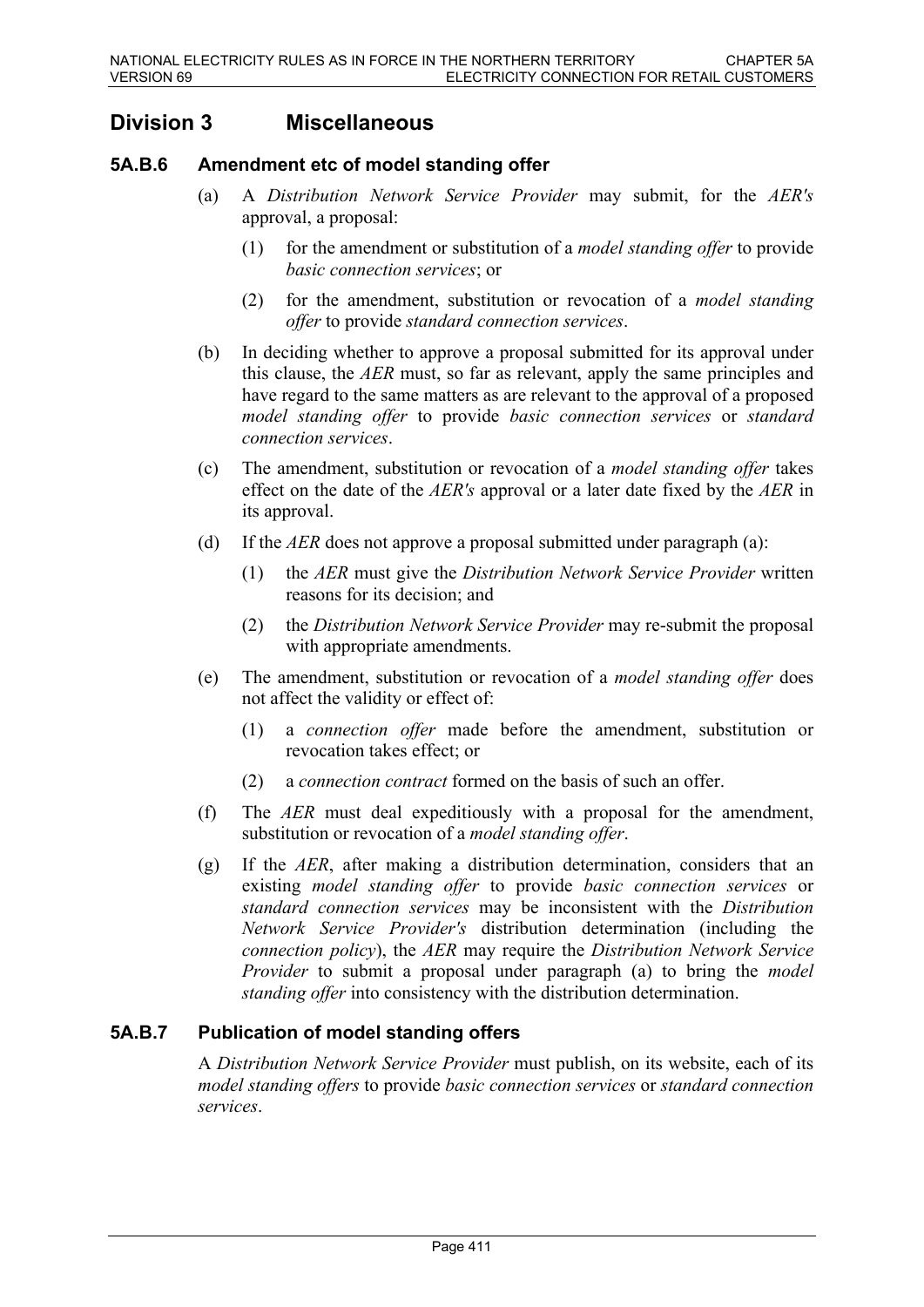## Division 3 Miscellaneous

### 5A.B.6 Amendment etc of model standing offer

(a) A *Distribution Network Service Provider* may submit, for the *AER's* approval, a proposal:

(1) for the amendment or substitution of a *model standing offer* to provide *basic connection services*; or

(2) for the amendment, substitution or revocation of a *model standing offer* to provide *standard connection services*.

(b) In deciding whether to approve a proposal submitted for its approval under this clause, the *AER* must, so far as relevant, apply the same principles and have regard to the same matters as are relevant to the approval of a proposed *model standing offer* to provide *basic connection services* or *standard connection services*.

(c) The amendment, substitution or revocation of a *model standing offer* takes effect on the date of the *AER's* approval or a later date fixed by the *AER* in its approval.

(d) If the *AER* does not approve a proposal submitted under paragraph (a):

(1) the *AER* must give the *Distribution Network Service Provider* written reasons for its decision; and

(2) the *Distribution Network Service Provider* may re-submit the proposal with appropriate amendments.

(e) The amendment, substitution or revocation of a *model standing offer* does not affect the validity or effect of:

(1) a *connection offer* made before the amendment, substitution or revocation takes effect; or

(2) a *connection contract* formed on the basis of such an offer.

(f) The *AER* must deal expeditiously with a proposal for the amendment, substitution or revocation of a *model standing offer*.

(g) If the *AER*, after making a distribution determination, considers that an existing *model standing offer* to provide *basic connection services* or *standard connection services* may be inconsistent with the *Distribution Network Service Provider's* distribution determination (including the *connection policy*), the *AER* may require the *Distribution Network Service Provider* to submit a proposal under paragraph (a) to bring the *model standing offer* into consistency with the distribution determination.

### 5A.B.7 Publication of model standing offers

A *Distribution Network Service Provider* must publish, on its website, each of its *model standing offers* to provide *basic connection services* or *standard connection services*.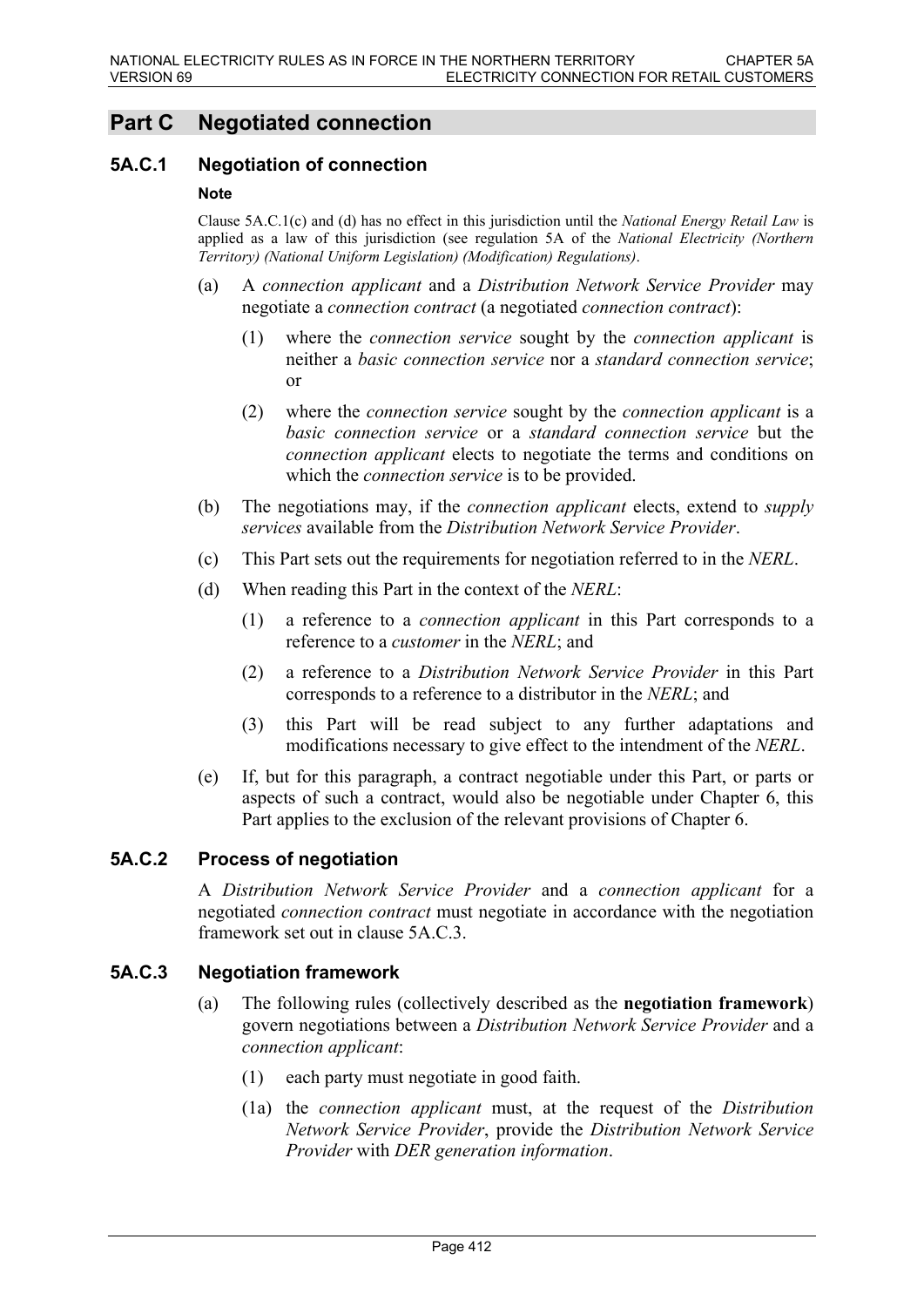## Part C Negotiated connection

### 5A.C.1 Negotiation of connection

**Note**

Clause 5A.C.1(c) and (d) has no effect in this jurisdiction until the *National Energy Retail Law* is applied as a law of this jurisdiction (see regulation 5A of the *National Electricity (Northern Territory) (National Uniform Legislation) (Modification) Regulations)*.

(a) A *connection applicant* and a *Distribution Network Service Provider* may negotiate a *connection contract* (a negotiated *connection contract*):

(1) where the *connection service* sought by the *connection applicant* is neither a *basic connection service* nor a *standard connection service*; or

(2) where the *connection service* sought by the *connection applicant* is a *basic connection service* or a *standard connection service* but the *connection applicant* elects to negotiate the terms and conditions on which the *connection service* is to be provided.

(b) The negotiations may, if the *connection applicant* elects, extend to *supply services* available from the *Distribution Network Service Provider*.

(c) This Part sets out the requirements for negotiation referred to in the *NERL*.

(d) When reading this Part in the context of the *NERL*:

(1) a reference to a *connection applicant* in this Part corresponds to a reference to a *customer* in the *NERL*; and

(2) a reference to a *Distribution Network Service Provider* in this Part corresponds to a reference to a distributor in the *NERL*; and

(3) this Part will be read subject to any further adaptations and modifications necessary to give effect to the intendment of the *NERL*.

(e) If, but for this paragraph, a contract negotiable under this Part, or parts or aspects of such a contract, would also be negotiable under Chapter 6, this Part applies to the exclusion of the relevant provisions of Chapter 6.

### 5A.C.2 Process of negotiation

A *Distribution Network Service Provider* and a *connection applicant* for a negotiated *connection contract* must negotiate in accordance with the negotiation framework set out in clause 5A.C.3.

### 5A.C.3 Negotiation framework

(a) The following rules (collectively described as the **negotiation framework**) govern negotiations between a *Distribution Network Service Provider* and a *connection applicant*:

(1) each party must negotiate in good faith.

(1a) the *connection applicant* must, at the request of the *Distribution Network Service Provider*, provide the *Distribution Network Service Provider* with *DER generation information*.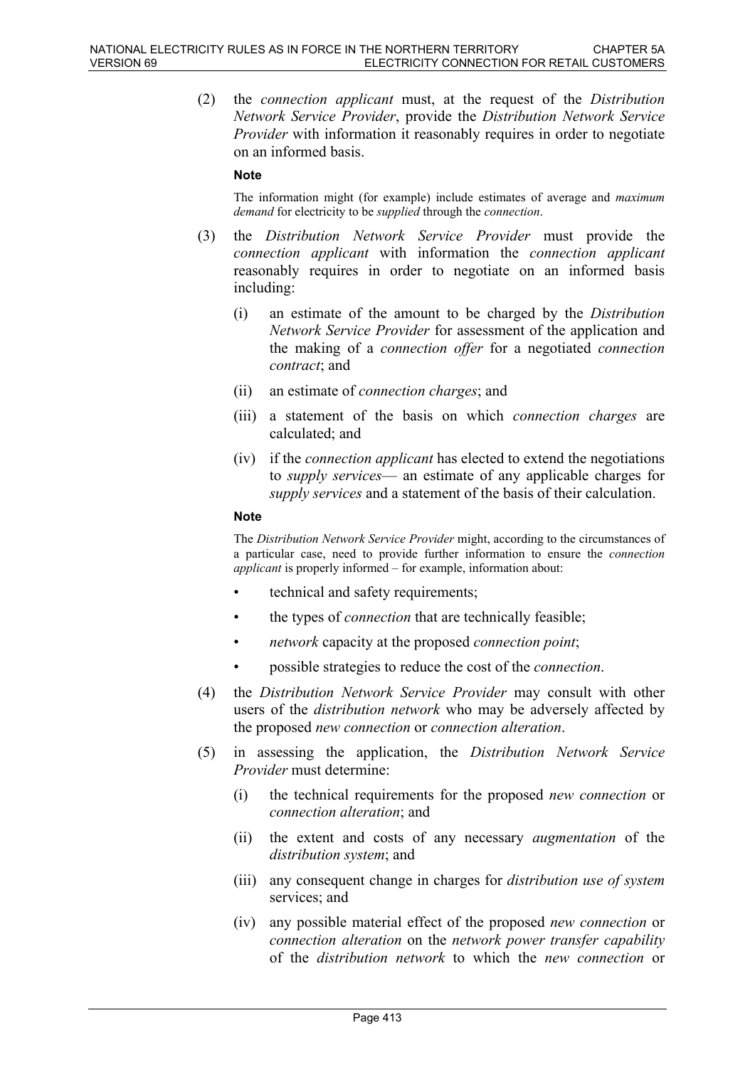(2) the *connection applicant* must, at the request of the *Distribution Network Service Provider*, provide the *Distribution Network Service Provider* with information it reasonably requires in order to negotiate on an informed basis.

**Note**

The information might (for example) include estimates of average and *maximum demand* for electricity to be *supplied* through the *connection*.

(3) the *Distribution Network Service Provider* must provide the *connection applicant* with information the *connection applicant* reasonably requires in order to negotiate on an informed basis including:

   (i) an estimate of the amount to be charged by the *Distribution Network Service Provider* for assessment of the application and the making of a *connection offer* for a negotiated *connection contract*; and

   (ii) an estimate of *connection charges*; and

   (iii) a statement of the basis on which *connection charges* are calculated; and

   (iv) if the *connection applicant* has elected to extend the negotiations to *supply services*— an estimate of any applicable charges for *supply services* and a statement of the basis of their calculation.

**Note**

The *Distribution Network Service Provider* might, according to the circumstances of a particular case, need to provide further information to ensure the *connection applicant* is properly informed – for example, information about:

- technical and safety requirements;
- the types of *connection* that are technically feasible;
- *network* capacity at the proposed *connection point*;
- possible strategies to reduce the cost of the *connection*.

(4) the *Distribution Network Service Provider* may consult with other users of the *distribution network* who may be adversely affected by the proposed *new connection* or *connection alteration*.

(5) in assessing the application, the *Distribution Network Service Provider* must determine:

   (i) the technical requirements for the proposed *new connection* or *connection alteration*; and

   (ii) the extent and costs of any necessary *augmentation* of the *distribution system*; and

   (iii) any consequent change in charges for *distribution use of system* services; and

   (iv) any possible material effect of the proposed *new connection* or *connection alteration* on the *network power transfer capability* of the *distribution network* to which the *new connection* or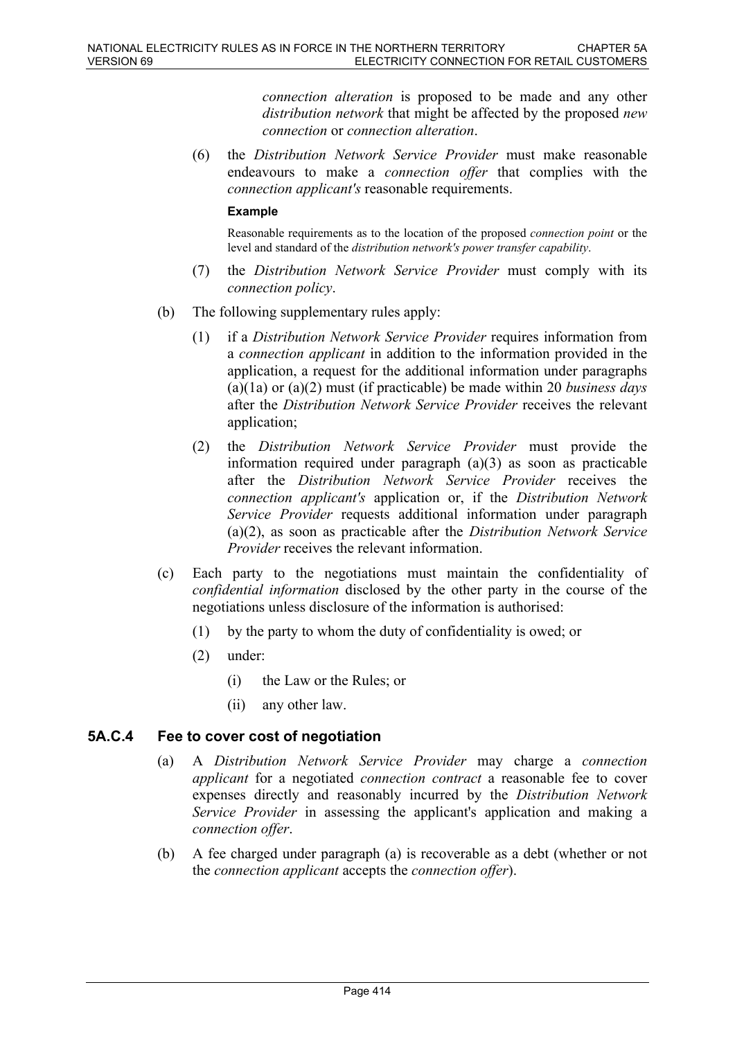*connection alteration* is proposed to be made and any other *distribution network* that might be affected by the proposed *new connection* or *connection alteration*.

(6) the *Distribution Network Service Provider* must make reasonable endeavours to make a *connection offer* that complies with the *connection applicant's* reasonable requirements.

**Example**

Reasonable requirements as to the location of the proposed *connection point* or the level and standard of the *distribution network's power transfer capability*.

(7) the *Distribution Network Service Provider* must comply with its *connection policy*.

(b) The following supplementary rules apply:

(1) if a *Distribution Network Service Provider* requires information from a *connection applicant* in addition to the information provided in the application, a request for the additional information under paragraphs (a)(1a) or (a)(2) must (if practicable) be made within 20 *business days* after the *Distribution Network Service Provider* receives the relevant application;

(2) the *Distribution Network Service Provider* must provide the information required under paragraph (a)(3) as soon as practicable after the *Distribution Network Service Provider* receives the *connection applicant's* application or, if the *Distribution Network Service Provider* requests additional information under paragraph (a)(2), as soon as practicable after the *Distribution Network Service Provider* receives the relevant information.

(c) Each party to the negotiations must maintain the confidentiality of *confidential information* disclosed by the other party in the course of the negotiations unless disclosure of the information is authorised:

(1) by the party to whom the duty of confidentiality is owed; or

(2) under:

(i) the Law or the Rules; or

(ii) any other law.

### 5A.C.4 Fee to cover cost of negotiation

(a) A *Distribution Network Service Provider* may charge a *connection applicant* for a negotiated *connection contract* a reasonable fee to cover expenses directly and reasonably incurred by the *Distribution Network Service Provider* in assessing the applicant's application and making a *connection offer*.

(b) A fee charged under paragraph (a) is recoverable as a debt (whether or not the *connection applicant* accepts the *connection offer*).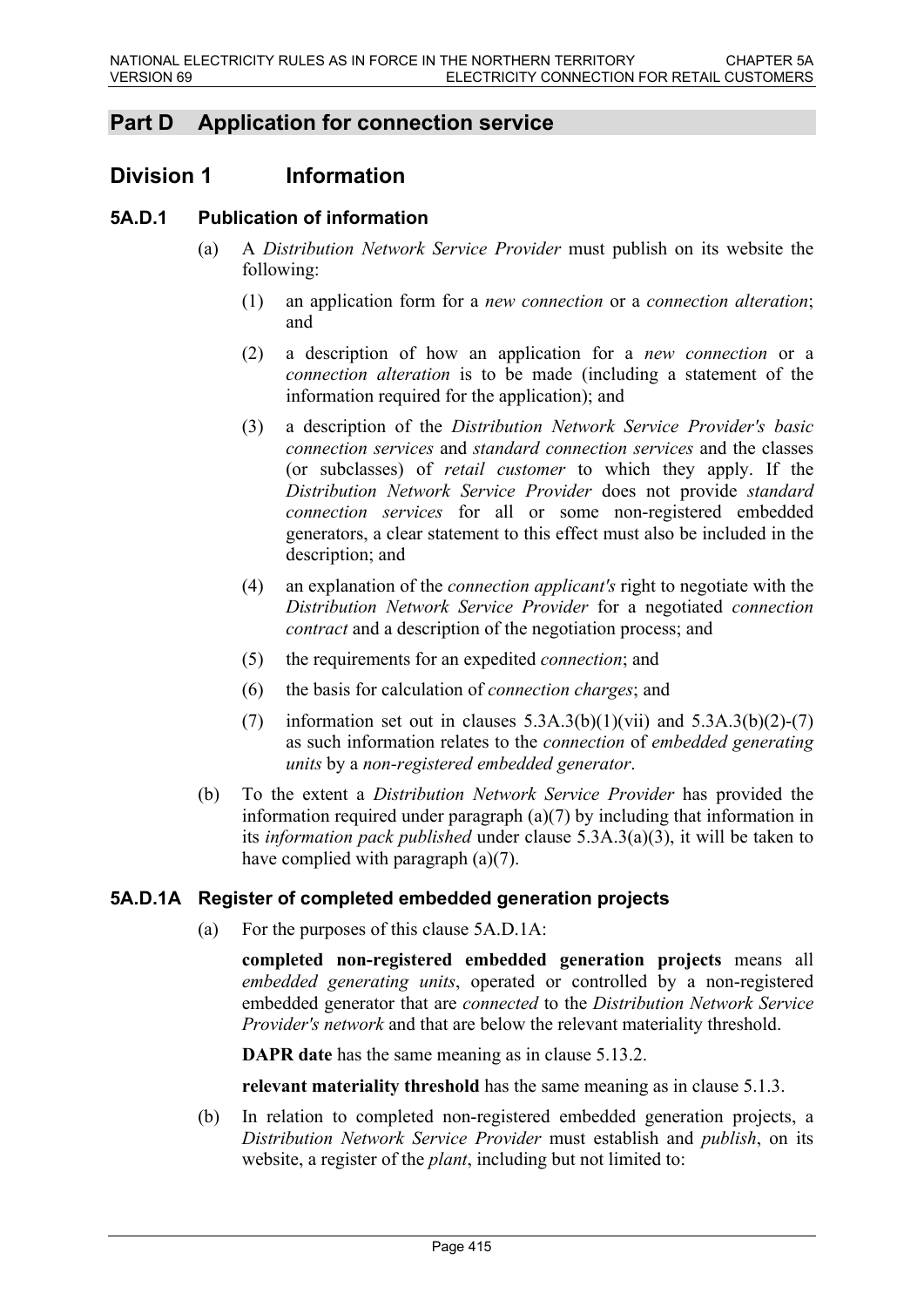# Part D Application for connection service

## Division 1 Information

### 5A.D.1 Publication of information

(a) A *Distribution Network Service Provider* must publish on its website the following:

(1) an application form for a *new connection* or a *connection alteration*; and

(2) a description of how an application for a *new connection* or a *connection alteration* is to be made (including a statement of the information required for the application); and

(3) a description of the *Distribution Network Service Provider's basic connection services* and *standard connection services* and the classes (or subclasses) of *retail customer* to which they apply. If the *Distribution Network Service Provider* does not provide *standard connection services* for all or some non-registered embedded generators, a clear statement to this effect must also be included in the description; and

(4) an explanation of the *connection applicant's* right to negotiate with the *Distribution Network Service Provider* for a negotiated *connection contract* and a description of the negotiation process; and

(5) the requirements for an expedited *connection*; and

(6) the basis for calculation of *connection charges*; and

(7) information set out in clauses 5.3A.3(b)(1)(vii) and 5.3A.3(b)(2)-(7) as such information relates to the *connection* of *embedded generating units* by a *non-registered embedded generator*.

(b) To the extent a *Distribution Network Service Provider* has provided the information required under paragraph (a)(7) by including that information in its *information pack published* under clause 5.3A.3(a)(3), it will be taken to have complied with paragraph (a)(7).

### 5A.D.1A Register of completed embedded generation projects

(a) For the purposes of this clause 5A.D.1A:

**completed non-registered embedded generation projects** means all *embedded generating units*, operated or controlled by a non-registered embedded generator that are *connected* to the *Distribution Network Service Provider's network* and that are below the relevant materiality threshold.

**DAPR date** has the same meaning as in clause 5.13.2.

**relevant materiality threshold** has the same meaning as in clause 5.1.3.

(b) In relation to completed non-registered embedded generation projects, a *Distribution Network Service Provider* must establish and *publish*, on its website, a register of the *plant*, including but not limited to: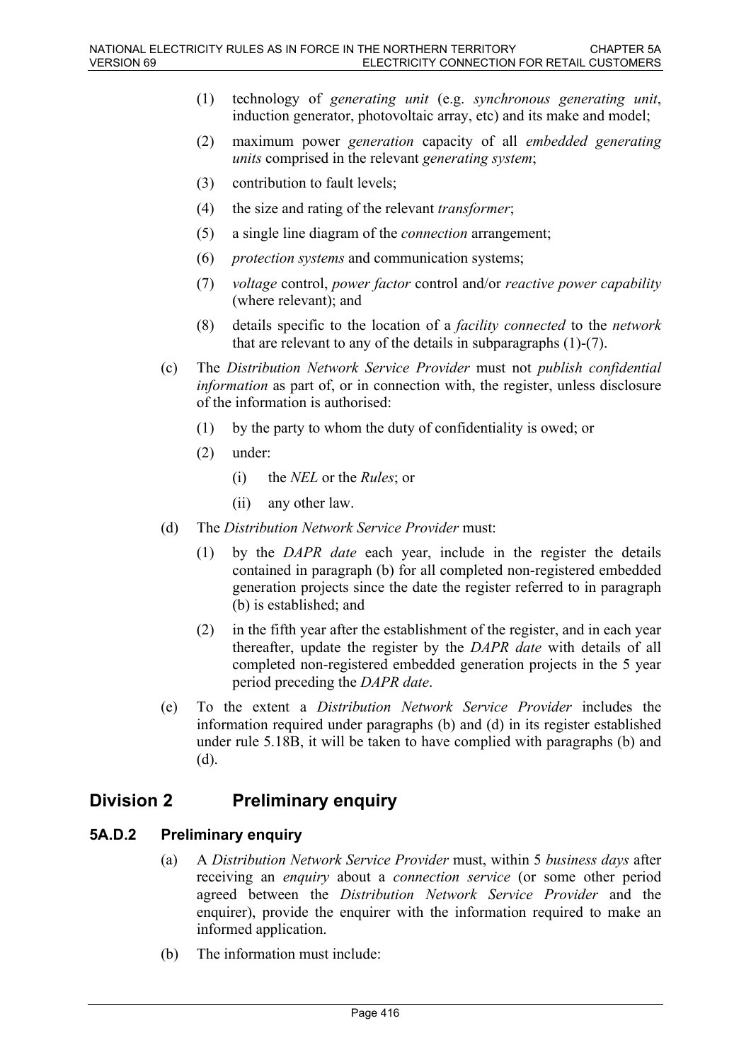(1) technology of *generating unit* (e.g. *synchronous generating unit*, induction generator, photovoltaic array, etc) and its make and model;

(2) maximum power *generation* capacity of all *embedded generating units* comprised in the relevant *generating system*;

(3) contribution to fault levels;

(4) the size and rating of the relevant *transformer*;

(5) a single line diagram of the *connection* arrangement;

(6) *protection systems* and communication systems;

(7) *voltage* control, *power factor* control and/or *reactive power capability* (where relevant); and

(8) details specific to the location of a *facility connected* to the *network* that are relevant to any of the details in subparagraphs (1)-(7).

(c) The *Distribution Network Service Provider* must not *publish confidential information* as part of, or in connection with, the register, unless disclosure of the information is authorised:

(1) by the party to whom the duty of confidentiality is owed; or

(2) under:

(i) the *NEL* or the *Rules*; or

(ii) any other law.

(d) The *Distribution Network Service Provider* must:

(1) by the *DAPR date* each year, include in the register the details contained in paragraph (b) for all completed non-registered embedded generation projects since the date the register referred to in paragraph (b) is established; and

(2) in the fifth year after the establishment of the register, and in each year thereafter, update the register by the *DAPR date* with details of all completed non-registered embedded generation projects in the 5 year period preceding the *DAPR date*.

(e) To the extent a *Distribution Network Service Provider* includes the information required under paragraphs (b) and (d) in its register established under rule 5.18B, it will be taken to have complied with paragraphs (b) and (d).

## Division 2 Preliminary enquiry

### 5A.D.2 Preliminary enquiry

(a) A *Distribution Network Service Provider* must, within 5 *business days* after receiving an *enquiry* about a *connection service* (or some other period agreed between the *Distribution Network Service Provider* and the enquirer), provide the enquirer with the information required to make an informed application.

(b) The information must include: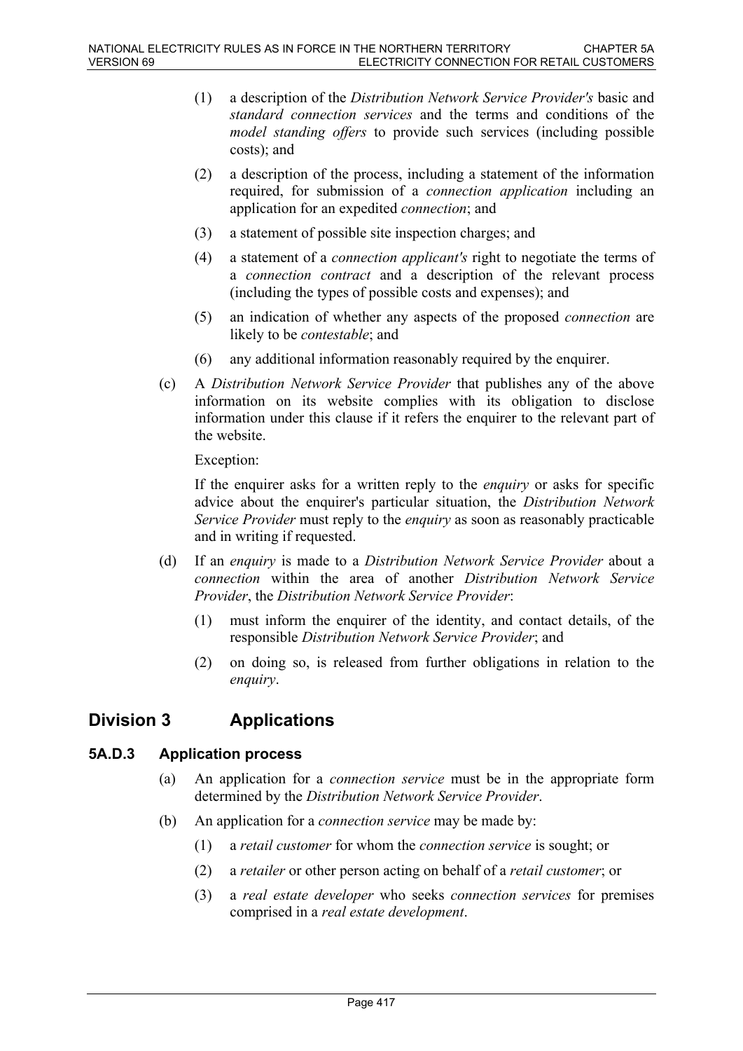(1) a description of the *Distribution Network Service Provider's* basic and *standard connection services* and the terms and conditions of the *model standing offers* to provide such services (including possible costs); and

(2) a description of the process, including a statement of the information required, for submission of a *connection application* including an application for an expedited *connection*; and

(3) a statement of possible site inspection charges; and

(4) a statement of a *connection applicant's* right to negotiate the terms of a *connection contract* and a description of the relevant process (including the types of possible costs and expenses); and

(5) an indication of whether any aspects of the proposed *connection* are likely to be *contestable*; and

(6) any additional information reasonably required by the enquirer.

(c) A *Distribution Network Service Provider* that publishes any of the above information on its website complies with its obligation to disclose information under this clause if it refers the enquirer to the relevant part of the website.

Exception:

If the enquirer asks for a written reply to the *enquiry* or asks for specific advice about the enquirer's particular situation, the *Distribution Network Service Provider* must reply to the *enquiry* as soon as reasonably practicable and in writing if requested.

(d) If an *enquiry* is made to a *Distribution Network Service Provider* about a *connection* within the area of another *Distribution Network Service Provider*, the *Distribution Network Service Provider*:

(1) must inform the enquirer of the identity, and contact details, of the responsible *Distribution Network Service Provider*; and

(2) on doing so, is released from further obligations in relation to the *enquiry*.

## Division 3 Applications

### 5A.D.3 Application process

(a) An application for a *connection service* must be in the appropriate form determined by the *Distribution Network Service Provider*.

(b) An application for a *connection service* may be made by:

(1) a *retail customer* for whom the *connection service* is sought; or

(2) a *retailer* or other person acting on behalf of a *retail customer*; or

(3) a *real estate developer* who seeks *connection services* for premises comprised in a *real estate development*.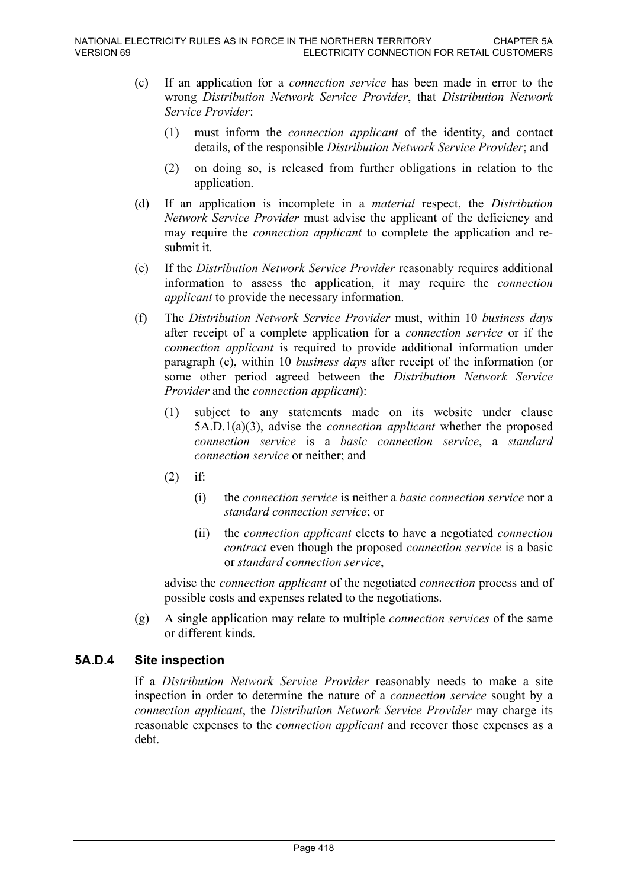(c) If an application for a *connection service* has been made in error to the wrong *Distribution Network Service Provider*, that *Distribution Network Service Provider*:

  (1) must inform the *connection applicant* of the identity, and contact details, of the responsible *Distribution Network Service Provider*; and

  (2) on doing so, is released from further obligations in relation to the application.

(d) If an application is incomplete in a *material* respect, the *Distribution Network Service Provider* must advise the applicant of the deficiency and may require the *connection applicant* to complete the application and re-submit it.

(e) If the *Distribution Network Service Provider* reasonably requires additional information to assess the application, it may require the *connection applicant* to provide the necessary information.

(f) The *Distribution Network Service Provider* must, within 10 *business days* after receipt of a complete application for a *connection service* or if the *connection applicant* is required to provide additional information under paragraph (e), within 10 *business days* after receipt of the information (or some other period agreed between the *Distribution Network Service Provider* and the *connection applicant*):

  (1) subject to any statements made on its website under clause 5A.D.1(a)(3), advise the *connection applicant* whether the proposed *connection service* is a *basic connection service*, a *standard connection service* or neither; and

  (2) if:

    (i) the *connection service* is neither a *basic connection service* nor a *standard connection service*; or

    (ii) the *connection applicant* elects to have a negotiated *connection contract* even though the proposed *connection service* is a basic or *standard connection service*,

  advise the *connection applicant* of the negotiated *connection* process and of possible costs and expenses related to the negotiations.

(g) A single application may relate to multiple *connection services* of the same or different kinds.

### 5A.D.4 Site inspection

If a *Distribution Network Service Provider* reasonably needs to make a site inspection in order to determine the nature of a *connection service* sought by a *connection applicant*, the *Distribution Network Service Provider* may charge its reasonable expenses to the *connection applicant* and recover those expenses as a debt.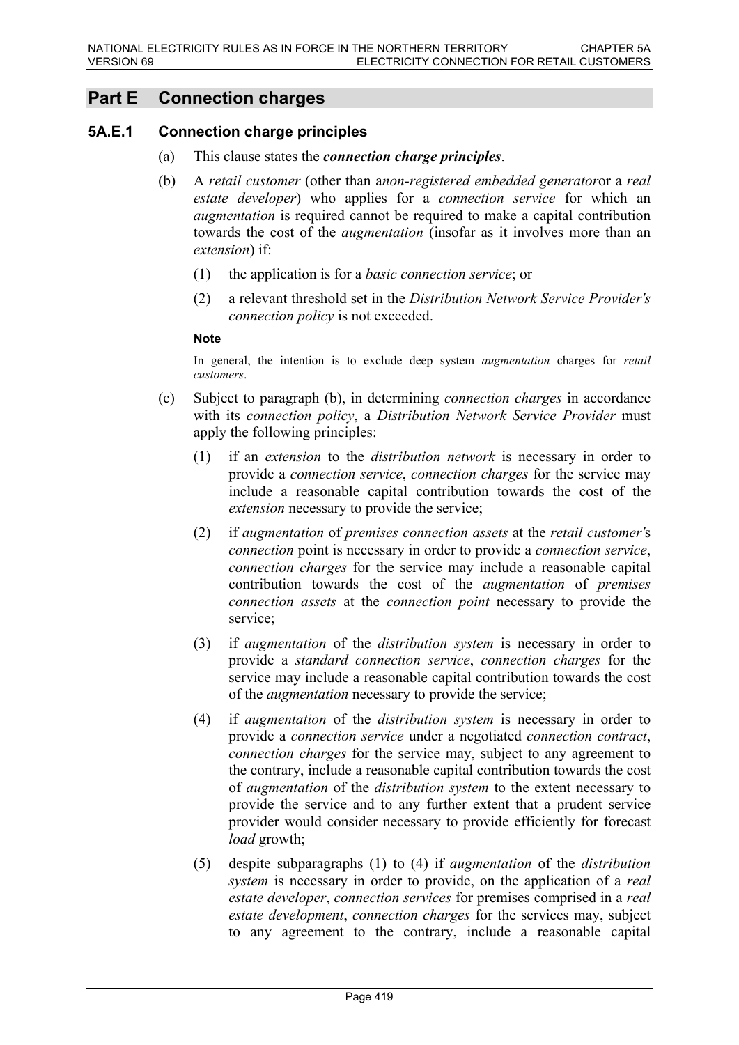## Part E Connection charges

### 5A.E.1 Connection charge principles

(a) This clause states the ***connection charge principles***.

(b) A *retail customer* (other than a*non-registered embedded generator*or a *real estate developer*) who applies for a *connection service* for which an *augmentation* is required cannot be required to make a capital contribution towards the cost of the *augmentation* (insofar as it involves more than an *extension*) if:

(1) the application is for a *basic connection service*; or

(2) a relevant threshold set in the *Distribution Network Service Provider's connection policy* is not exceeded.

**Note**

In general, the intention is to exclude deep system *augmentation* charges for *retail customers*.

(c) Subject to paragraph (b), in determining *connection charges* in accordance with its *connection policy*, a *Distribution Network Service Provider* must apply the following principles:

(1) if an *extension* to the *distribution network* is necessary in order to provide a *connection service*, *connection charges* for the service may include a reasonable capital contribution towards the cost of the *extension* necessary to provide the service;

(2) if *augmentation* of *premises connection assets* at the *retail customer's connection* point is necessary in order to provide a *connection service*, *connection charges* for the service may include a reasonable capital contribution towards the cost of the *augmentation* of *premises connection assets* at the *connection point* necessary to provide the service;

(3) if *augmentation* of the *distribution system* is necessary in order to provide a *standard connection service*, *connection charges* for the service may include a reasonable capital contribution towards the cost of the *augmentation* necessary to provide the service;

(4) if *augmentation* of the *distribution system* is necessary in order to provide a *connection service* under a negotiated *connection contract*, *connection charges* for the service may, subject to any agreement to the contrary, include a reasonable capital contribution towards the cost of *augmentation* of the *distribution system* to the extent necessary to provide the service and to any further extent that a prudent service provider would consider necessary to provide efficiently for forecast *load* growth;

(5) despite subparagraphs (1) to (4) if *augmentation* of the *distribution system* is necessary in order to provide, on the application of a *real estate developer*, *connection services* for premises comprised in a *real estate development*, *connection charges* for the services may, subject to any agreement to the contrary, include a reasonable capital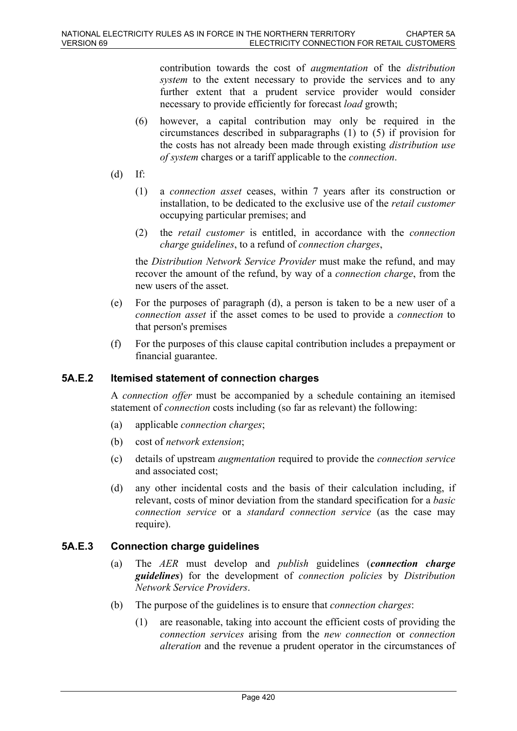contribution towards the cost of *augmentation* of the *distribution system* to the extent necessary to provide the services and to any further extent that a prudent service provider would consider necessary to provide efficiently for forecast *load* growth;

(6) however, a capital contribution may only be required in the circumstances described in subparagraphs (1) to (5) if provision for the costs has not already been made through existing *distribution use of system* charges or a tariff applicable to the *connection*.

(d) If:

(1) a *connection asset* ceases, within 7 years after its construction or installation, to be dedicated to the exclusive use of the *retail customer* occupying particular premises; and

(2) the *retail customer* is entitled, in accordance with the *connection charge guidelines*, to a refund of *connection charges*,

the *Distribution Network Service Provider* must make the refund, and may recover the amount of the refund, by way of a *connection charge*, from the new users of the asset.

(e) For the purposes of paragraph (d), a person is taken to be a new user of a *connection asset* if the asset comes to be used to provide a *connection* to that person's premises

(f) For the purposes of this clause capital contribution includes a prepayment or financial guarantee.

### 5A.E.2 Itemised statement of connection charges

A *connection offer* must be accompanied by a schedule containing an itemised statement of *connection* costs including (so far as relevant) the following:

(a) applicable *connection charges*;

(b) cost of *network extension*;

(c) details of upstream *augmentation* required to provide the *connection service* and associated cost;

(d) any other incidental costs and the basis of their calculation including, if relevant, costs of minor deviation from the standard specification for a *basic connection service* or a *standard connection service* (as the case may require).

### 5A.E.3 Connection charge guidelines

(a) The *AER* must develop and *publish* guidelines (***connection charge guidelines***) for the development of *connection policies* by *Distribution Network Service Providers*.

(b) The purpose of the guidelines is to ensure that *connection charges*:

(1) are reasonable, taking into account the efficient costs of providing the *connection services* arising from the *new connection* or *connection alteration* and the revenue a prudent operator in the circumstances of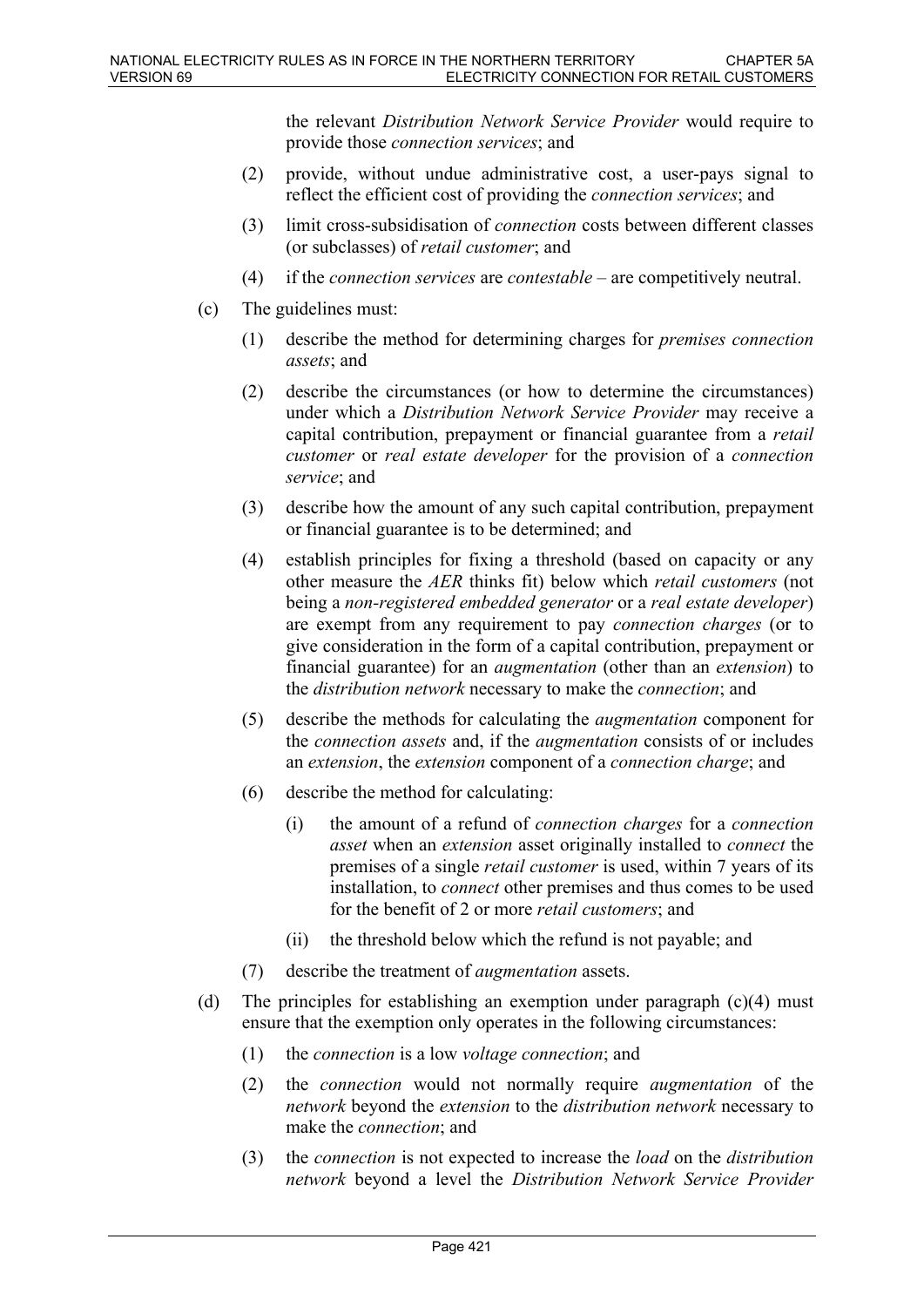the relevant *Distribution Network Service Provider* would require to provide those *connection services*; and

(2) provide, without undue administrative cost, a user-pays signal to reflect the efficient cost of providing the *connection services*; and

(3) limit cross-subsidisation of *connection* costs between different classes (or subclasses) of *retail customer*; and

(4) if the *connection services* are *contestable* – are competitively neutral.

(c) The guidelines must:

(1) describe the method for determining charges for *premises connection assets*; and

(2) describe the circumstances (or how to determine the circumstances) under which a *Distribution Network Service Provider* may receive a capital contribution, prepayment or financial guarantee from a *retail customer* or *real estate developer* for the provision of a *connection service*; and

(3) describe how the amount of any such capital contribution, prepayment or financial guarantee is to be determined; and

(4) establish principles for fixing a threshold (based on capacity or any other measure the *AER* thinks fit) below which *retail customers* (not being a *non-registered embedded generator* or a *real estate developer*) are exempt from any requirement to pay *connection charges* (or to give consideration in the form of a capital contribution, prepayment or financial guarantee) for an *augmentation* (other than an *extension*) to the *distribution network* necessary to make the *connection*; and

(5) describe the methods for calculating the *augmentation* component for the *connection assets* and, if the *augmentation* consists of or includes an *extension*, the *extension* component of a *connection charge*; and

(6) describe the method for calculating:

(i) the amount of a refund of *connection charges* for a *connection asset* when an *extension* asset originally installed to *connect* the premises of a single *retail customer* is used, within 7 years of its installation, to *connect* other premises and thus comes to be used for the benefit of 2 or more *retail customers*; and

(ii) the threshold below which the refund is not payable; and

(7) describe the treatment of *augmentation* assets.

(d) The principles for establishing an exemption under paragraph (c)(4) must ensure that the exemption only operates in the following circumstances:

(1) the *connection* is a low *voltage connection*; and

(2) the *connection* would not normally require *augmentation* of the *network* beyond the *extension* to the *distribution network* necessary to make the *connection*; and

(3) the *connection* is not expected to increase the *load* on the *distribution network* beyond a level the *Distribution Network Service Provider*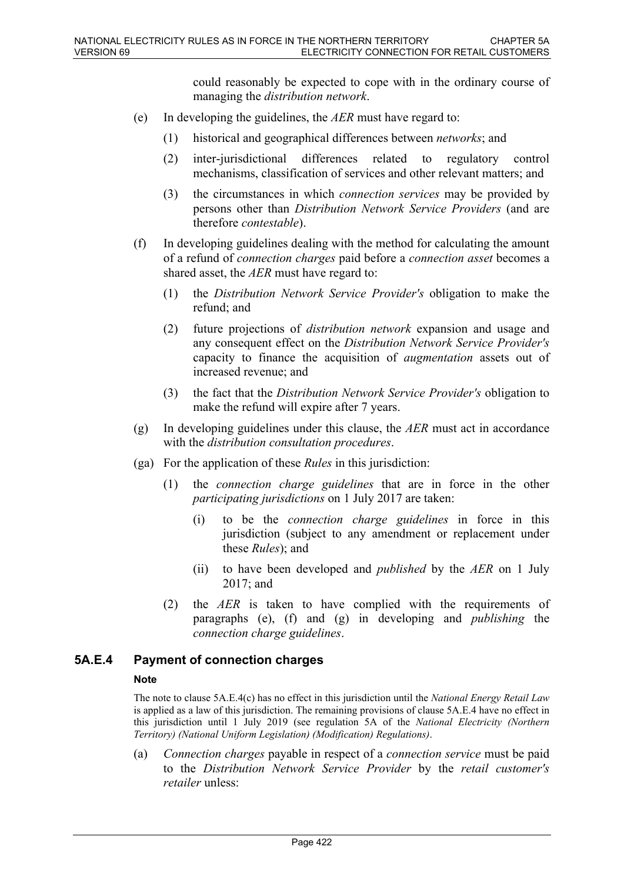could reasonably be expected to cope with in the ordinary course of managing the *distribution network*.

(e) In developing the guidelines, the *AER* must have regard to:

(1) historical and geographical differences between *networks*; and

(2) inter-jurisdictional differences related to regulatory control mechanisms, classification of services and other relevant matters; and

(3) the circumstances in which *connection services* may be provided by persons other than *Distribution Network Service Providers* (and are therefore *contestable*).

(f) In developing guidelines dealing with the method for calculating the amount of a refund of *connection charges* paid before a *connection asset* becomes a shared asset, the *AER* must have regard to:

(1) the *Distribution Network Service Provider's* obligation to make the refund; and

(2) future projections of *distribution network* expansion and usage and any consequent effect on the *Distribution Network Service Provider's* capacity to finance the acquisition of *augmentation* assets out of increased revenue; and

(3) the fact that the *Distribution Network Service Provider's* obligation to make the refund will expire after 7 years.

(g) In developing guidelines under this clause, the *AER* must act in accordance with the *distribution consultation procedures*.

(ga) For the application of these *Rules* in this jurisdiction:

(1) the *connection charge guidelines* that are in force in the other *participating jurisdictions* on 1 July 2017 are taken:

(i) to be the *connection charge guidelines* in force in this jurisdiction (subject to any amendment or replacement under these *Rules*); and

(ii) to have been developed and *published* by the *AER* on 1 July 2017; and

(2) the *AER* is taken to have complied with the requirements of paragraphs (e), (f) and (g) in developing and *publishing* the *connection charge guidelines*.

### 5A.E.4 Payment of connection charges

**Note**

The note to clause 5A.E.4(c) has no effect in this jurisdiction until the *National Energy Retail Law* is applied as a law of this jurisdiction. The remaining provisions of clause 5A.E.4 have no effect in this jurisdiction until 1 July 2019 (see regulation 5A of the *National Electricity (Northern Territory) (National Uniform Legislation) (Modification) Regulations)*.

(a) *Connection charges* payable in respect of a *connection service* must be paid to the *Distribution Network Service Provider* by the *retail customer's retailer* unless: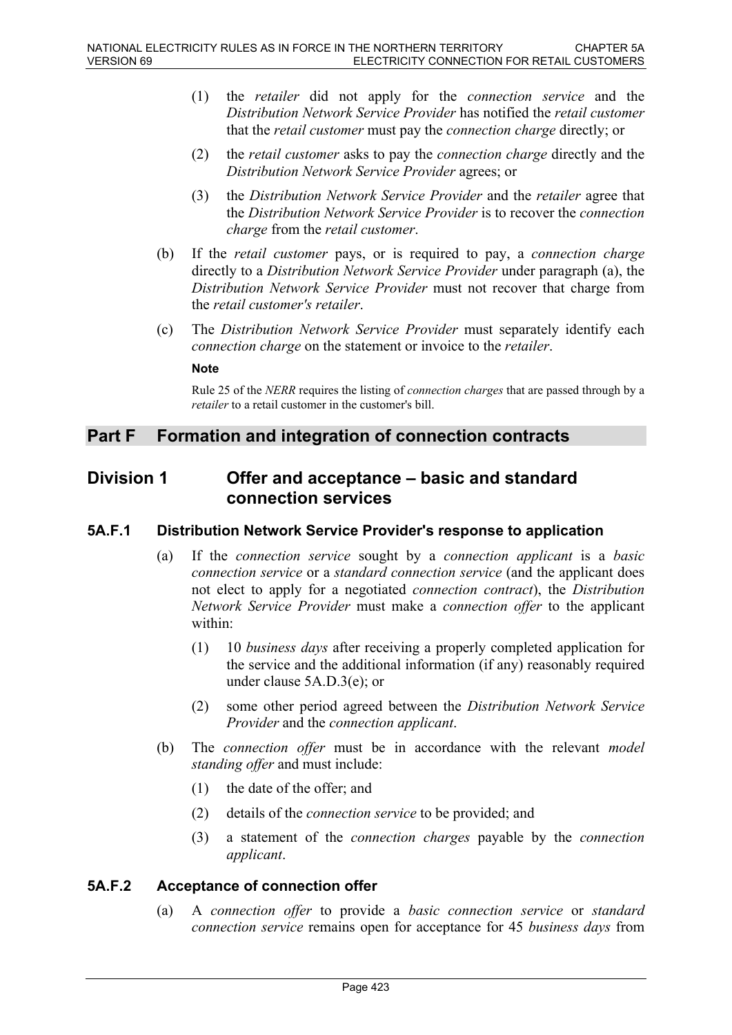(1) the *retailer* did not apply for the *connection service* and the *Distribution Network Service Provider* has notified the *retail customer* that the *retail customer* must pay the *connection charge* directly; or

(2) the *retail customer* asks to pay the *connection charge* directly and the *Distribution Network Service Provider* agrees; or

(3) the *Distribution Network Service Provider* and the *retailer* agree that the *Distribution Network Service Provider* is to recover the *connection charge* from the *retail customer*.

(b) If the *retail customer* pays, or is required to pay, a *connection charge* directly to a *Distribution Network Service Provider* under paragraph (a), the *Distribution Network Service Provider* must not recover that charge from the *retail customer's retailer*.

(c) The *Distribution Network Service Provider* must separately identify each *connection charge* on the statement or invoice to the *retailer*.

**Note**

Rule 25 of the *NERR* requires the listing of *connection charges* that are passed through by a *retailer* to a retail customer in the customer's bill.

## Part F Formation and integration of connection contracts

## Division 1 Offer and acceptance – basic and standard connection services

### 5A.F.1 Distribution Network Service Provider's response to application

(a) If the *connection service* sought by a *connection applicant* is a *basic connection service* or a *standard connection service* (and the applicant does not elect to apply for a negotiated *connection contract*), the *Distribution Network Service Provider* must make a *connection offer* to the applicant within:

(1) 10 *business days* after receiving a properly completed application for the service and the additional information (if any) reasonably required under clause 5A.D.3(e); or

(2) some other period agreed between the *Distribution Network Service Provider* and the *connection applicant*.

(b) The *connection offer* must be in accordance with the relevant *model standing offer* and must include:

(1) the date of the offer; and

(2) details of the *connection service* to be provided; and

(3) a statement of the *connection charges* payable by the *connection applicant*.

### 5A.F.2 Acceptance of connection offer

(a) A *connection offer* to provide a *basic connection service* or *standard connection service* remains open for acceptance for 45 *business days* from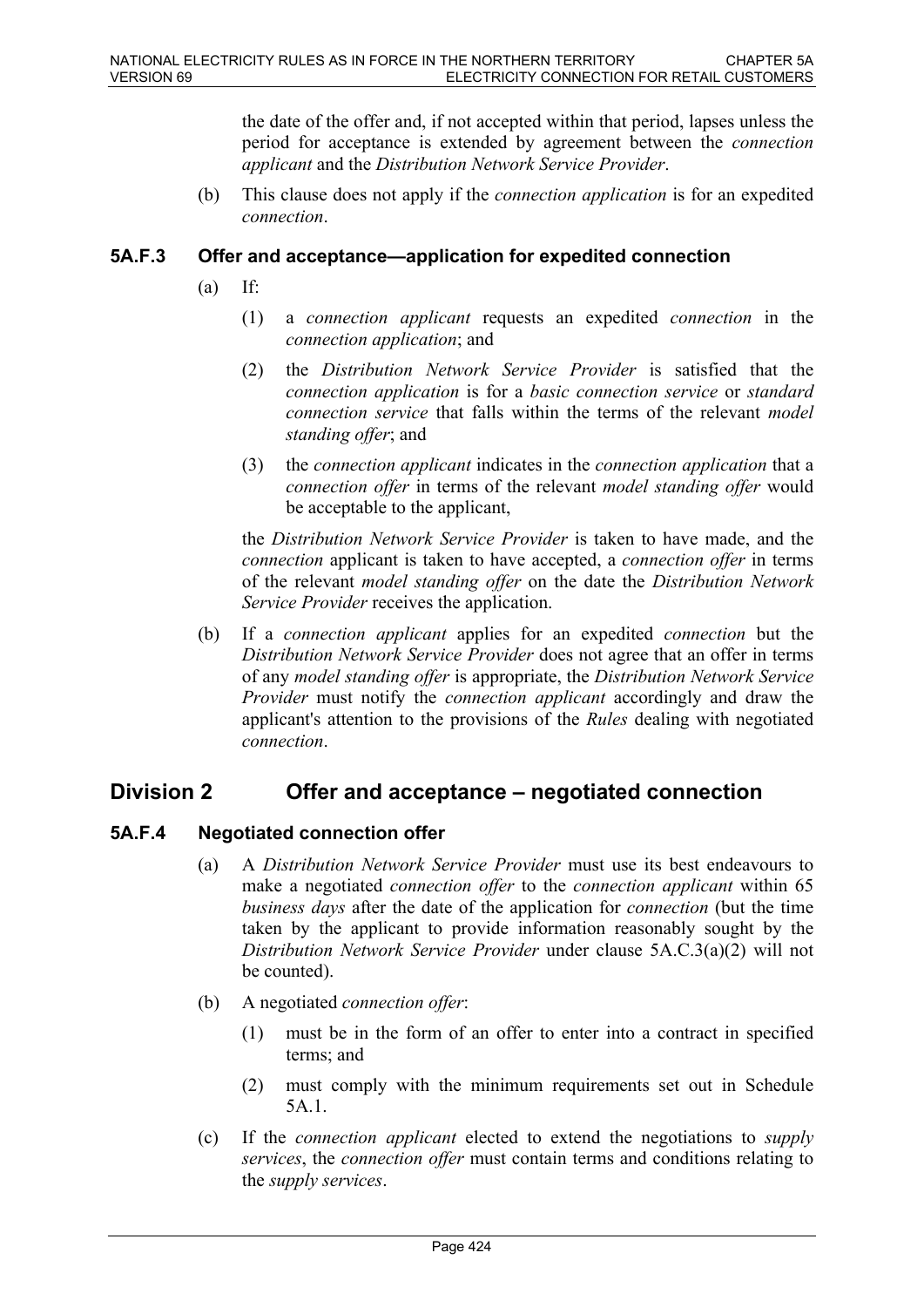the date of the offer and, if not accepted within that period, lapses unless the period for acceptance is extended by agreement between the *connection applicant* and the *Distribution Network Service Provider*.

(b) This clause does not apply if the *connection application* is for an expedited *connection*.

### 5A.F.3 Offer and acceptance—application for expedited connection

(a) If:

(1) a *connection applicant* requests an expedited *connection* in the *connection application*; and

(2) the *Distribution Network Service Provider* is satisfied that the *connection application* is for a *basic connection service* or *standard connection service* that falls within the terms of the relevant *model standing offer*; and

(3) the *connection applicant* indicates in the *connection application* that a *connection offer* in terms of the relevant *model standing offer* would be acceptable to the applicant,

the *Distribution Network Service Provider* is taken to have made, and the *connection* applicant is taken to have accepted, a *connection offer* in terms of the relevant *model standing offer* on the date the *Distribution Network Service Provider* receives the application.

(b) If a *connection applicant* applies for an expedited *connection* but the *Distribution Network Service Provider* does not agree that an offer in terms of any *model standing offer* is appropriate, the *Distribution Network Service Provider* must notify the *connection applicant* accordingly and draw the applicant's attention to the provisions of the *Rules* dealing with negotiated *connection*.

## Division 2 Offer and acceptance – negotiated connection

### 5A.F.4 Negotiated connection offer

(a) A *Distribution Network Service Provider* must use its best endeavours to make a negotiated *connection offer* to the *connection applicant* within 65 *business days* after the date of the application for *connection* (but the time taken by the applicant to provide information reasonably sought by the *Distribution Network Service Provider* under clause 5A.C.3(a)(2) will not be counted).

(b) A negotiated *connection offer*:

(1) must be in the form of an offer to enter into a contract in specified terms; and

(2) must comply with the minimum requirements set out in Schedule 5A.1.

(c) If the *connection applicant* elected to extend the negotiations to *supply services*, the *connection offer* must contain terms and conditions relating to the *supply services*.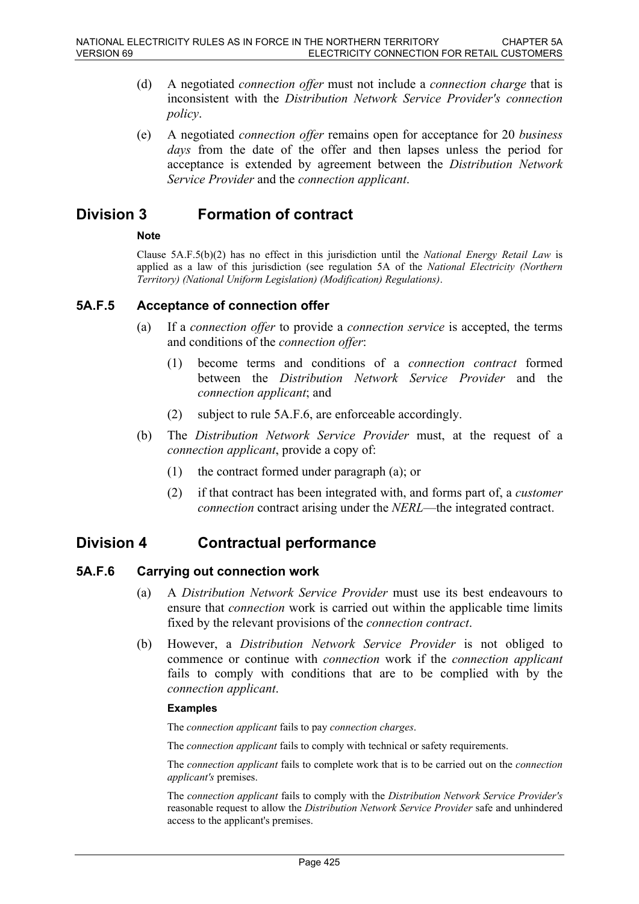(d) A negotiated *connection offer* must not include a *connection charge* that is inconsistent with the *Distribution Network Service Provider's connection policy*.

(e) A negotiated *connection offer* remains open for acceptance for 20 *business days* from the date of the offer and then lapses unless the period for acceptance is extended by agreement between the *Distribution Network Service Provider* and the *connection applicant*.

# Division 3 Formation of contract

**Note**

Clause 5A.F.5(b)(2) has no effect in this jurisdiction until the *National Energy Retail Law* is applied as a law of this jurisdiction (see regulation 5A of the *National Electricity (Northern Territory) (National Uniform Legislation) (Modification) Regulations)*.

## 5A.F.5 Acceptance of connection offer

(a) If a *connection offer* to provide a *connection service* is accepted, the terms and conditions of the *connection offer*:

(1) become terms and conditions of a *connection contract* formed between the *Distribution Network Service Provider* and the *connection applicant*; and

(2) subject to rule 5A.F.6, are enforceable accordingly.

(b) The *Distribution Network Service Provider* must, at the request of a *connection applicant*, provide a copy of:

(1) the contract formed under paragraph (a); or

(2) if that contract has been integrated with, and forms part of, a *customer connection* contract arising under the *NERL*—the integrated contract.

# Division 4 Contractual performance

## 5A.F.6 Carrying out connection work

(a) A *Distribution Network Service Provider* must use its best endeavours to ensure that *connection* work is carried out within the applicable time limits fixed by the relevant provisions of the *connection contract*.

(b) However, a *Distribution Network Service Provider* is not obliged to commence or continue with *connection* work if the *connection applicant* fails to comply with conditions that are to be complied with by the *connection applicant*.

**Examples**

The *connection applicant* fails to pay *connection charges*.

The *connection applicant* fails to comply with technical or safety requirements.

The *connection applicant* fails to complete work that is to be carried out on the *connection applicant's* premises.

The *connection applicant* fails to comply with the *Distribution Network Service Provider's* reasonable request to allow the *Distribution Network Service Provider* safe and unhindered access to the applicant's premises.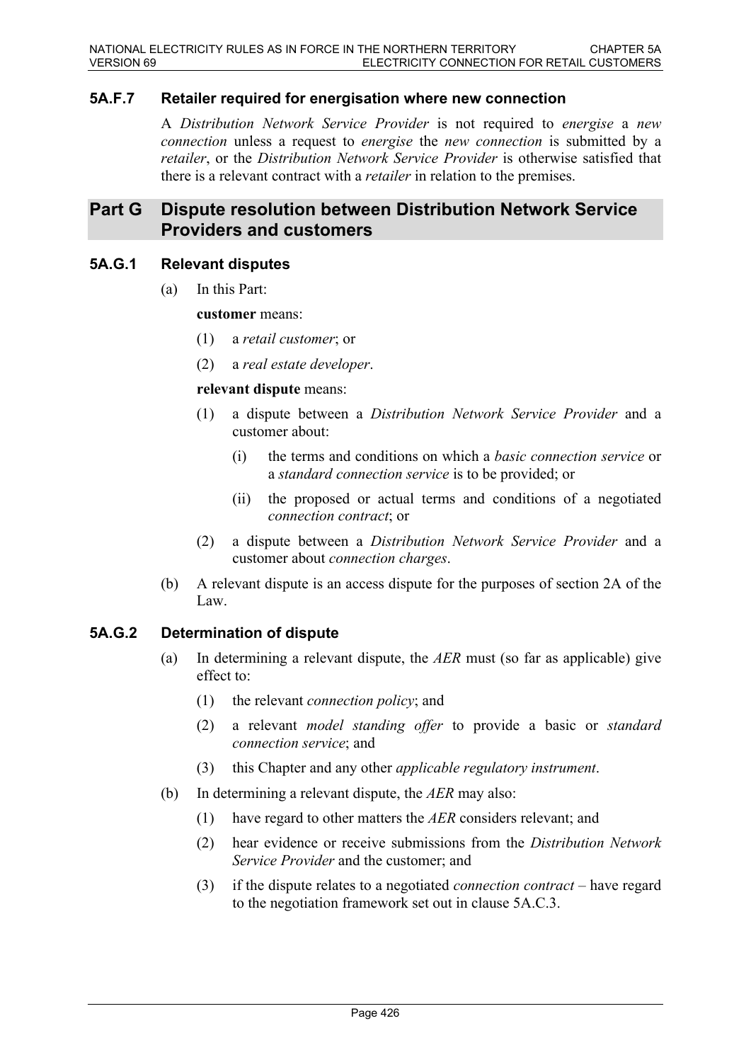### 5A.F.7 Retailer required for energisation where new connection

A *Distribution Network Service Provider* is not required to *energise* a *new connection* unless a request to *energise* the *new connection* is submitted by a *retailer*, or the *Distribution Network Service Provider* is otherwise satisfied that there is a relevant contract with a *retailer* in relation to the premises.

## Part G Dispute resolution between Distribution Network Service Providers and customers

### 5A.G.1 Relevant disputes

(a) In this Part:

**customer** means:

(1) a *retail customer*; or

(2) a *real estate developer*.

**relevant dispute** means:

(1) a dispute between a *Distribution Network Service Provider* and a customer about:

(i) the terms and conditions on which a *basic connection service* or a *standard connection service* is to be provided; or

(ii) the proposed or actual terms and conditions of a negotiated *connection contract*; or

(2) a dispute between a *Distribution Network Service Provider* and a customer about *connection charges*.

(b) A relevant dispute is an access dispute for the purposes of section 2A of the Law.

### 5A.G.2 Determination of dispute

(a) In determining a relevant dispute, the *AER* must (so far as applicable) give effect to:

(1) the relevant *connection policy*; and

(2) a relevant *model standing offer* to provide a basic or *standard connection service*; and

(3) this Chapter and any other *applicable regulatory instrument*.

(b) In determining a relevant dispute, the *AER* may also:

(1) have regard to other matters the *AER* considers relevant; and

(2) hear evidence or receive submissions from the *Distribution Network Service Provider* and the customer; and

(3) if the dispute relates to a negotiated *connection contract* – have regard to the negotiation framework set out in clause 5A.C.3.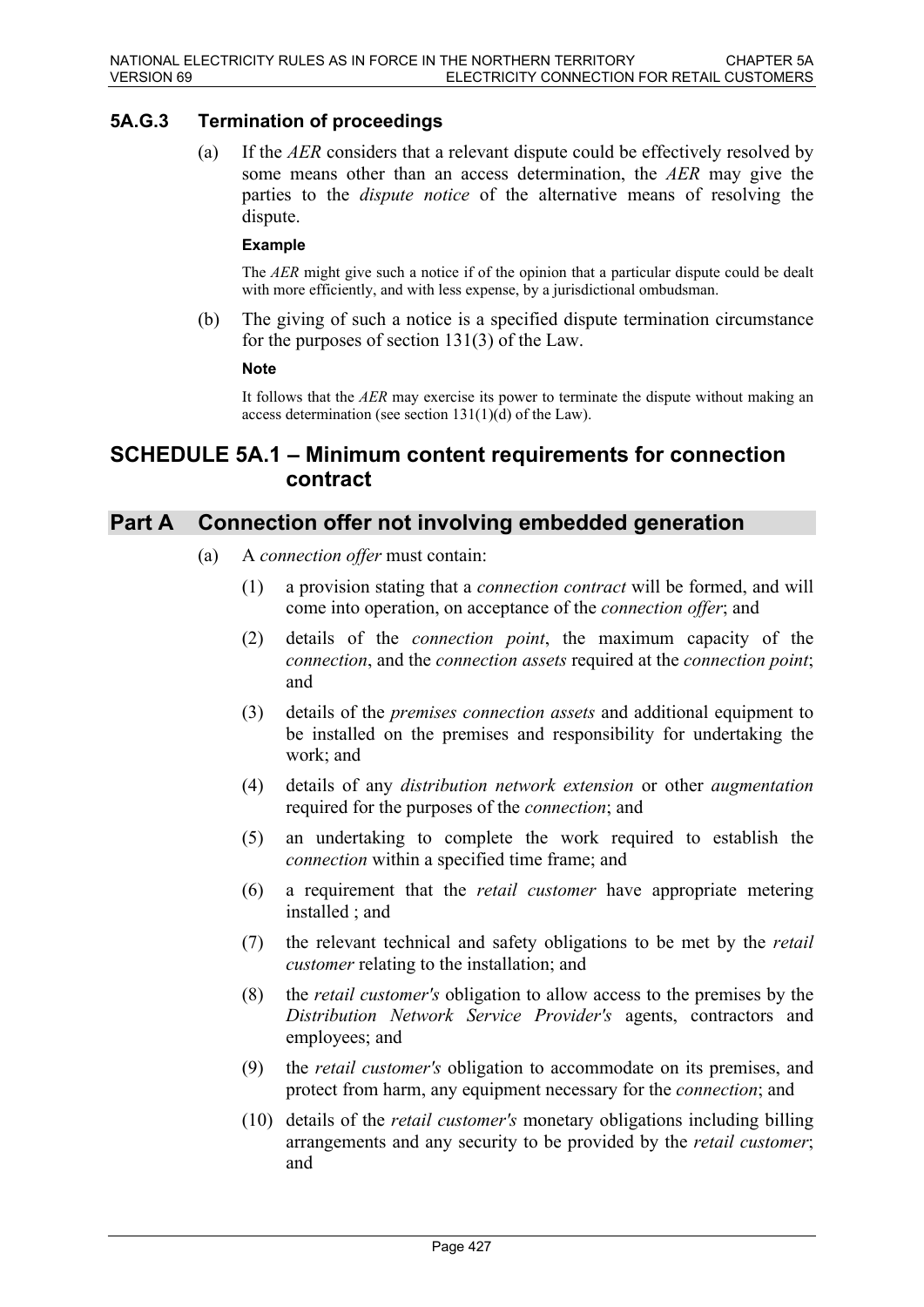### 5A.G.3 Termination of proceedings

(a) If the *AER* considers that a relevant dispute could be effectively resolved by some means other than an access determination, the *AER* may give the parties to the *dispute notice* of the alternative means of resolving the dispute.

**Example**

The *AER* might give such a notice if of the opinion that a particular dispute could be dealt with more efficiently, and with less expense, by a jurisdictional ombudsman.

(b) The giving of such a notice is a specified dispute termination circumstance for the purposes of section 131(3) of the Law.

**Note**

It follows that the *AER* may exercise its power to terminate the dispute without making an access determination (see section 131(1)(d) of the Law).

## SCHEDULE 5A.1 – Minimum content requirements for connection contract

## Part A Connection offer not involving embedded generation

(a) A *connection offer* must contain:

(1) a provision stating that a *connection contract* will be formed, and will come into operation, on acceptance of the *connection offer*; and

(2) details of the *connection point*, the maximum capacity of the *connection*, and the *connection assets* required at the *connection point*; and

(3) details of the *premises connection assets* and additional equipment to be installed on the premises and responsibility for undertaking the work; and

(4) details of any *distribution network extension* or other *augmentation* required for the purposes of the *connection*; and

(5) an undertaking to complete the work required to establish the *connection* within a specified time frame; and

(6) a requirement that the *retail customer* have appropriate metering installed ; and

(7) the relevant technical and safety obligations to be met by the *retail customer* relating to the installation; and

(8) the *retail customer's* obligation to allow access to the premises by the *Distribution Network Service Provider's* agents, contractors and employees; and

(9) the *retail customer's* obligation to accommodate on its premises, and protect from harm, any equipment necessary for the *connection*; and

(10) details of the *retail customer's* monetary obligations including billing arrangements and any security to be provided by the *retail customer*; and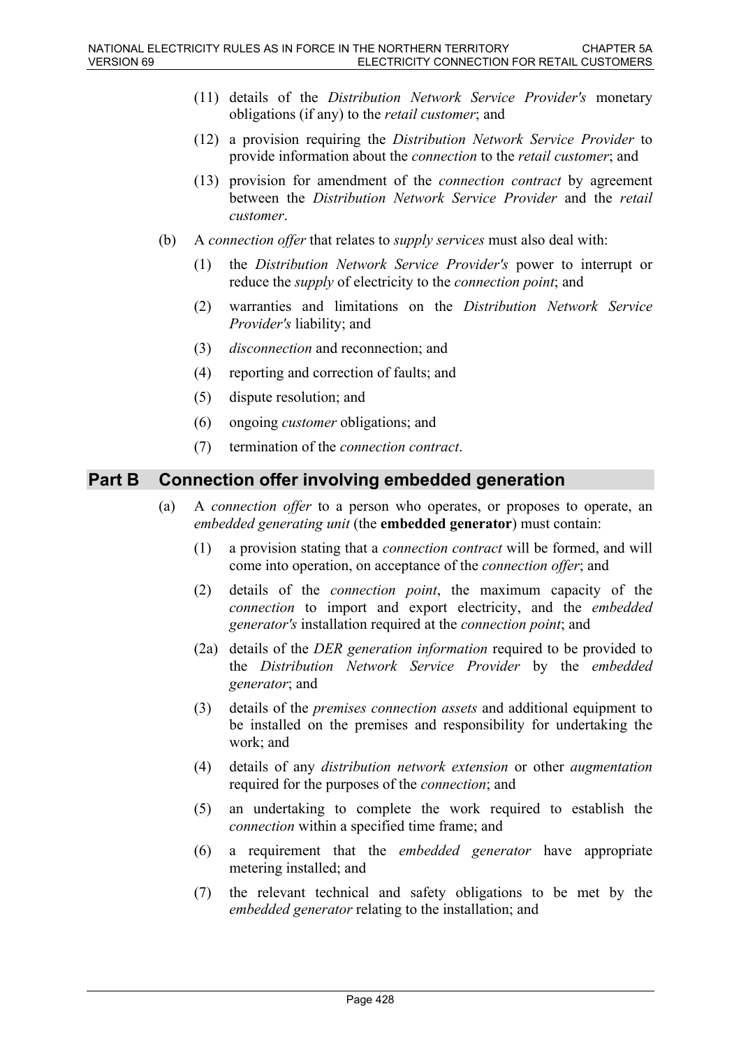(11) details of the *Distribution Network Service Provider's* monetary obligations (if any) to the *retail customer*; and

(12) a provision requiring the *Distribution Network Service Provider* to provide information about the *connection* to the *retail customer*; and

(13) provision for amendment of the *connection contract* by agreement between the *Distribution Network Service Provider* and the *retail customer*.

(b) A *connection offer* that relates to *supply services* must also deal with:

(1) the *Distribution Network Service Provider's* power to interrupt or reduce the *supply* of electricity to the *connection point*; and

(2) warranties and limitations on the *Distribution Network Service Provider's* liability; and

(3) *disconnection* and reconnection; and

(4) reporting and correction of faults; and

(5) dispute resolution; and

(6) ongoing *customer* obligations; and

(7) termination of the *connection contract*.

## Part B Connection offer involving embedded generation

(a) A *connection offer* to a person who operates, or proposes to operate, an *embedded generating unit* (the **embedded generator**) must contain:

(1) a provision stating that a *connection contract* will be formed, and will come into operation, on acceptance of the *connection offer*; and

(2) details of the *connection point*, the maximum capacity of the *connection* to import and export electricity, and the *embedded generator's* installation required at the *connection point*; and

(2a) details of the *DER generation information* required to be provided to the *Distribution Network Service Provider* by the *embedded generator*; and

(3) details of the *premises connection assets* and additional equipment to be installed on the premises and responsibility for undertaking the work; and

(4) details of any *distribution network extension* or other *augmentation* required for the purposes of the *connection*; and

(5) an undertaking to complete the work required to establish the *connection* within a specified time frame; and

(6) a requirement that the *embedded generator* have appropriate metering installed; and

(7) the relevant technical and safety obligations to be met by the *embedded generator* relating to the installation; and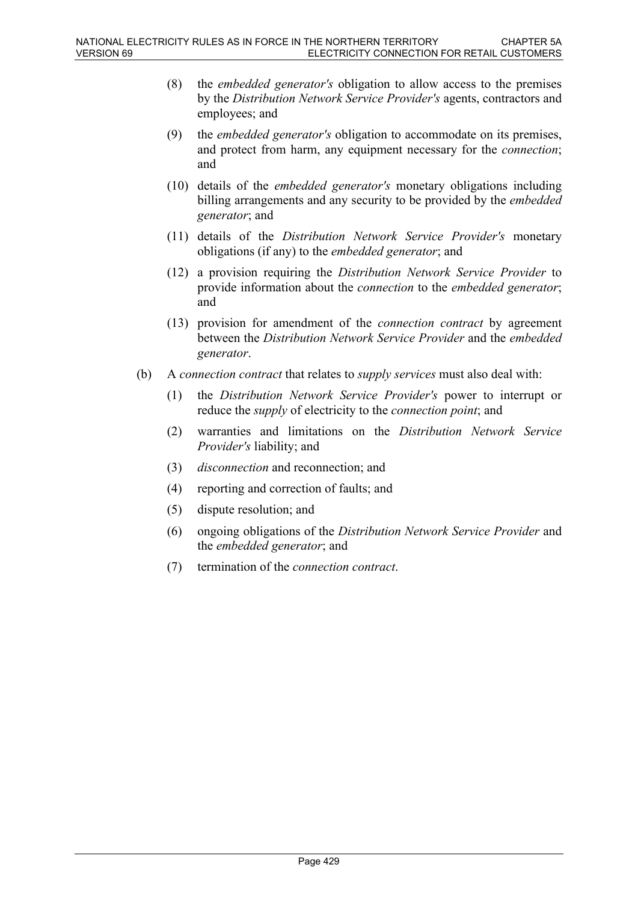(8) the *embedded generator's* obligation to allow access to the premises by the *Distribution Network Service Provider's* agents, contractors and employees; and

(9) the *embedded generator's* obligation to accommodate on its premises, and protect from harm, any equipment necessary for the *connection*; and

(10) details of the *embedded generator's* monetary obligations including billing arrangements and any security to be provided by the *embedded generator*; and

(11) details of the *Distribution Network Service Provider's* monetary obligations (if any) to the *embedded generator*; and

(12) a provision requiring the *Distribution Network Service Provider* to provide information about the *connection* to the *embedded generator*; and

(13) provision for amendment of the *connection contract* by agreement between the *Distribution Network Service Provider* and the *embedded generator*.

(b) A *connection contract* that relates to *supply services* must also deal with:

(1) the *Distribution Network Service Provider's* power to interrupt or reduce the *supply* of electricity to the *connection point*; and

(2) warranties and limitations on the *Distribution Network Service Provider's* liability; and

(3) *disconnection* and reconnection; and

(4) reporting and correction of faults; and

(5) dispute resolution; and

(6) ongoing obligations of the *Distribution Network Service Provider* and the *embedded generator*; and

(7) termination of the *connection contract*.